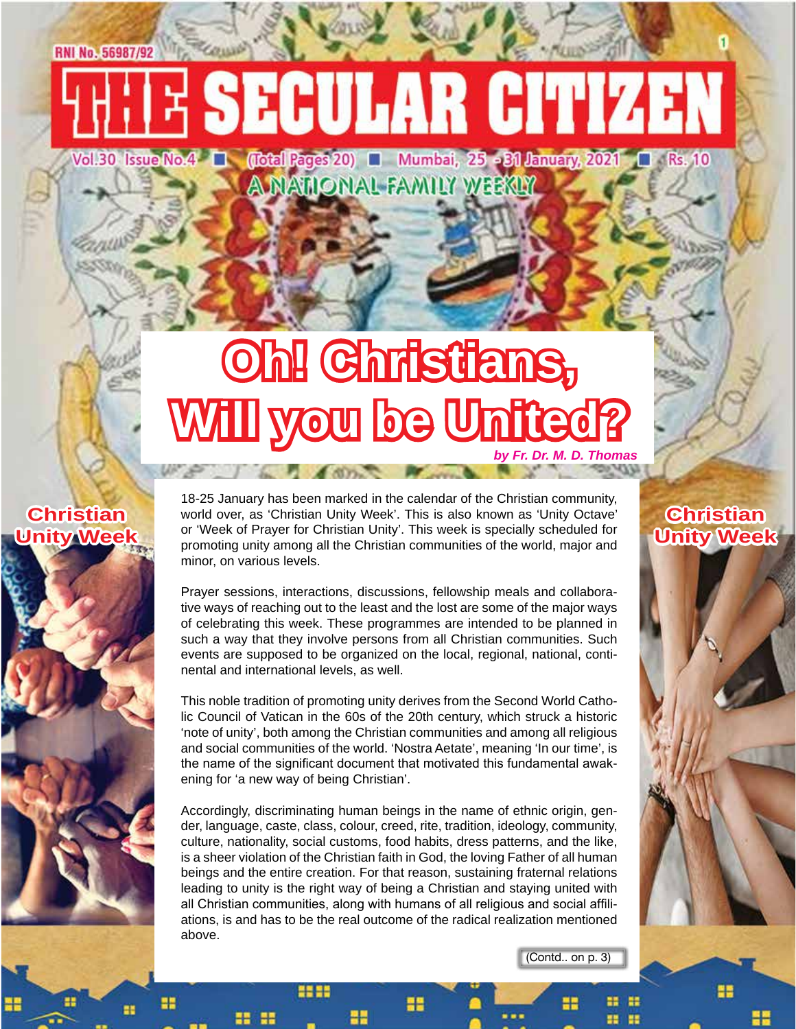RNI No. 56987/92

# THE SECULAR CITIZEN

Vol.30 Issue No.4 ■ (Total Pages 20) ■ Mumbai, 25 - 31 January, 2021 ■ Rs. 10

A NATIONAL FAMILY WEEKLY

# Oh! Christians, Will you be United?

*by Fr. Dr. M. D. Thomas*

**Christian Unity Week**

18-25 January has been marked in the calendar of the Christian community, world over, as 'Christian Unity Week'. This is also known as 'Unity Octave' or 'Week of Prayer for Christian Unity'. This week is specially scheduled for promoting unity among all the Christian communities of the world, major and minor, on various levels.

Prayer sessions, interactions, discussions, fellowship meals and collaborative ways of reaching out to the least and the lost are some of the major ways of celebrating this week. These programmes are intended to be planned in such a way that they involve persons from all Christian communities. Such events are supposed to be organized on the local, regional, national, continental and international levels, as well.

This noble tradition of promoting unity derives from the Second World Catholic Council of Vatican in the 60s of the 20th century, which struck a historic 'note of unity', both among the Christian communities and among all religious and social communities of the world. 'Nostra Aetate', meaning 'In our time', is the name of the significant document that motivated this fundamental awakening for 'a new way of being Christian'.

Accordingly, discriminating human beings in the name of ethnic origin, gender, language, caste, class, colour, creed, rite, tradition, ideology, community, culture, nationality, social customs, food habits, dress patterns, and the like, is a sheer violation of the Christian faith in God, the loving Father of all human beings and the entire creation. For that reason, sustaining fraternal relations leading to unity is the right way of being a Christian and staying united with all Christian communities, along with humans of all religious and social affiliations, is and has to be the real outcome of the radical realization mentioned above.

(Contd.. on p. 3)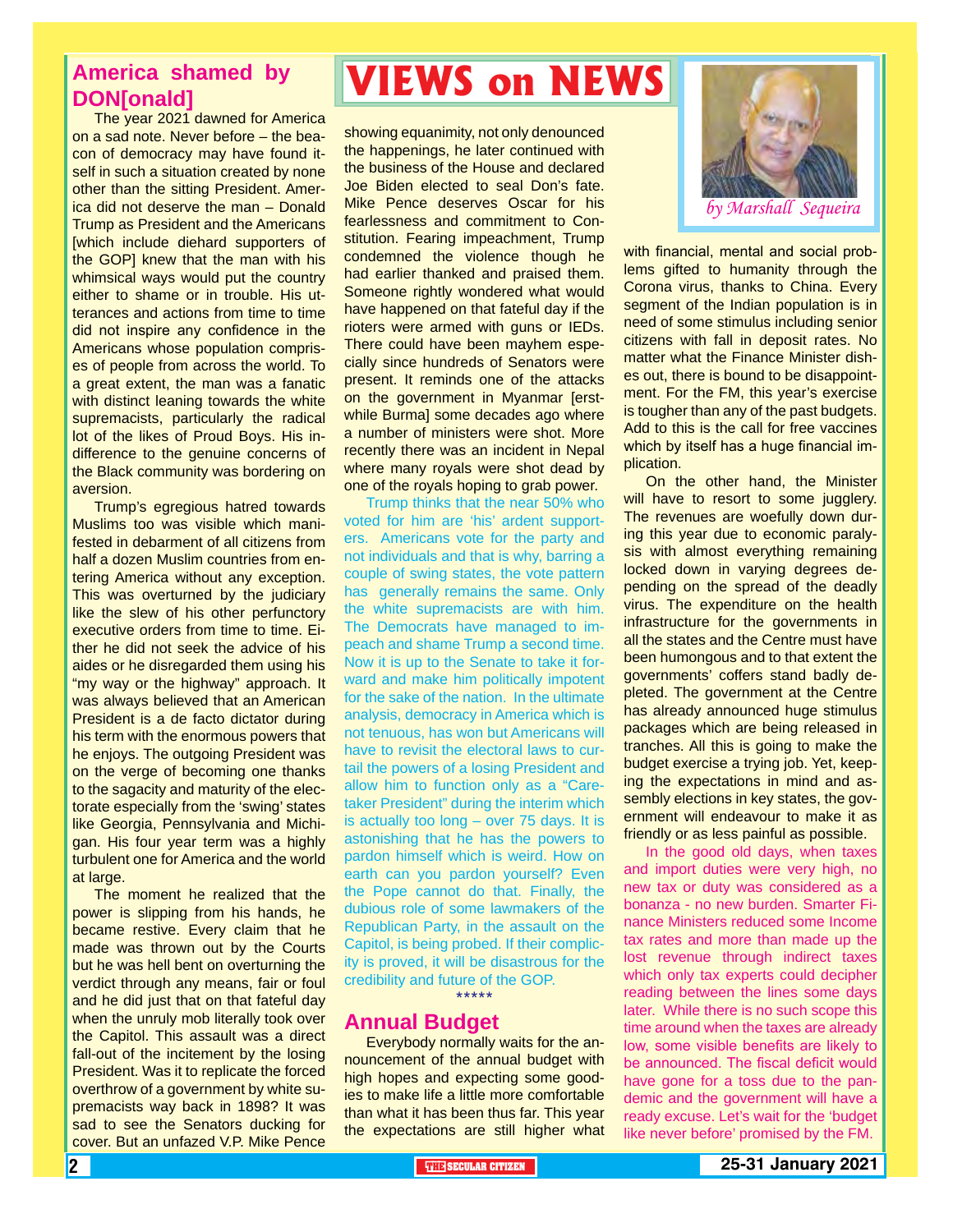# VIEWS on NEWS

*by Marshall Sequeira*

## America shamed by DON[onald]

The year 2021 dawned for America on a sad note. Never before – the beacon of democracy may have found itself in such a situation created by none other than the sitting President. America did not deserve the man – Donald Trump as President and the Americans [which include diehard supporters of the GOP] knew that the man with his whimsical ways would put the country either to shame or in trouble. His utterances and actions from time to time did not inspire any confidence in the Americans whose population comprises of people from across the world. To a great extent, the man was a fanatic with distinct leaning towards the white supremacists, particularly the radical lot of the likes of Proud Boys. His indifference to the genuine concerns of the Black community was bordering on aversion.

Trump's egregious hatred towards Muslims too was visible which manifested in debarment of all citizens from half a dozen Muslim countries from entering America without any exception. This was overturned by the judiciary like the slew of his other perfunctory executive orders from time to time. Either he did not seek the advice of his aides or he disregarded them using his "my way or the highway" approach. It was always believed that an American President is a de facto dictator during his term with the enormous powers that he enjoys. The outgoing President was on the verge of becoming one thanks to the sagacity and maturity of the electorate especially from the 'swing' states like Georgia, Pennsylvania and Michigan. His four year term was a highly turbulent one for America and the world at large.

The moment he realized that the power is slipping from his hands, he became restive. Every claim that he made was thrown out by the Courts but he was hell bent on overturning the verdict through any means, fair or foul and he did just that on that fateful day when the unruly mob literally took over the Capitol. This assault was a direct fall-out of the incitement by the losing President. Was it to replicate the forced overthrow of a government by white supremacists way back in 1898? It was sad to see the Senators ducking for cover. But an unfazed V.P. Mike Pence showing equanimity, not only denounced the happenings, he later continued with the business of the House and declared Joe Biden elected to seal Don's fate. Mike Pence deserves Oscar for his fearlessness and commitment to Constitution. Fearing impeachment, Trump condemned the violence though he had earlier thanked and praised them. Someone rightly wondered what would have happened on that fateful day if the rioters were armed with guns or IEDs. There could have been mayhem especially since hundreds of Senators were present. It reminds one of the attacks on the government in Myanmar [erstwhile Burma] some decades ago where a number of ministers were shot. More recently there was an incident in Nepal where many royals were shot dead by one of the royals hoping to grab power.

Trump thinks that the near 50% who voted for him are 'his' ardent supporters. Americans vote for the party and not individuals and that is why, barring a couple of swing states, the vote pattern has generally remains the same. Only the white supremacists are with him. The Democrats have managed to impeach and shame Trump a second time. Now it is up to the Senate to take it forward and make him politically impotent for the sake of the nation. In the ultimate analysis, democracy in America which is not tenuous, has won but Americans will have to revisit the electoral laws to curtail the powers of a losing President and allow him to function only as a "Caretaker President" during the interim which is actually too long – over 75 days. It is astonishing that he has the powers to pardon himself which is weird. How on earth can you pardon yourself? Even the Pope cannot do that. Finally, the dubious role of some lawmakers of the Republican Party, in the assault on the Capitol, is being probed. If their complicity is proved, it will be disastrous for the credibility and future of the GOP.

\*\*\*\*\*

## Annual Budget

Everybody normally waits for the announcement of the annual budget with high hopes and expecting some goodies to make life a little more comfortable than what it has been thus far. This year the expectations are still higher what with financial, mental and social problems gifted to humanity through the Corona virus, thanks to China. Every segment of the Indian population is in need of some stimulus including senior citizens with fall in deposit rates. No matter what the Finance Minister dishes out, there is bound to be disappointment. For the FM, this year's exercise is tougher than any of the past budgets. Add to this is the call for free vaccines which by itself has a huge financial implication.

On the other hand, the Minister will have to resort to some jugglery. The revenues are woefully down during this year due to economic paralysis with almost everything remaining locked down in varying degrees depending on the spread of the deadly virus. The expenditure on the health infrastructure for the governments in all the states and the Centre must have been humongous and to that extent the governments' coffers stand badly depleted. The government at the Centre has already announced huge stimulus packages which are being released in tranches. All this is going to make the budget exercise a trying job. Yet, keeping the expectations in mind and assembly elections in key states, the government will endeavour to make it as friendly or as less painful as possible.

In the good old days, when taxes and import duties were very high, no new tax or duty was considered as a bonanza - no new burden. Smarter Finance Ministers reduced some Income tax rates and more than made up the lost revenue through indirect taxes which only tax experts could decipher reading between the lines some days later. While there is no such scope this time around when the taxes are already low, some visible benefits are likely to be announced. The fiscal deficit would have gone for a toss due to the pandemic and the government will have a ready excuse. Let's wait for the 'budget like never before' promised by the FM.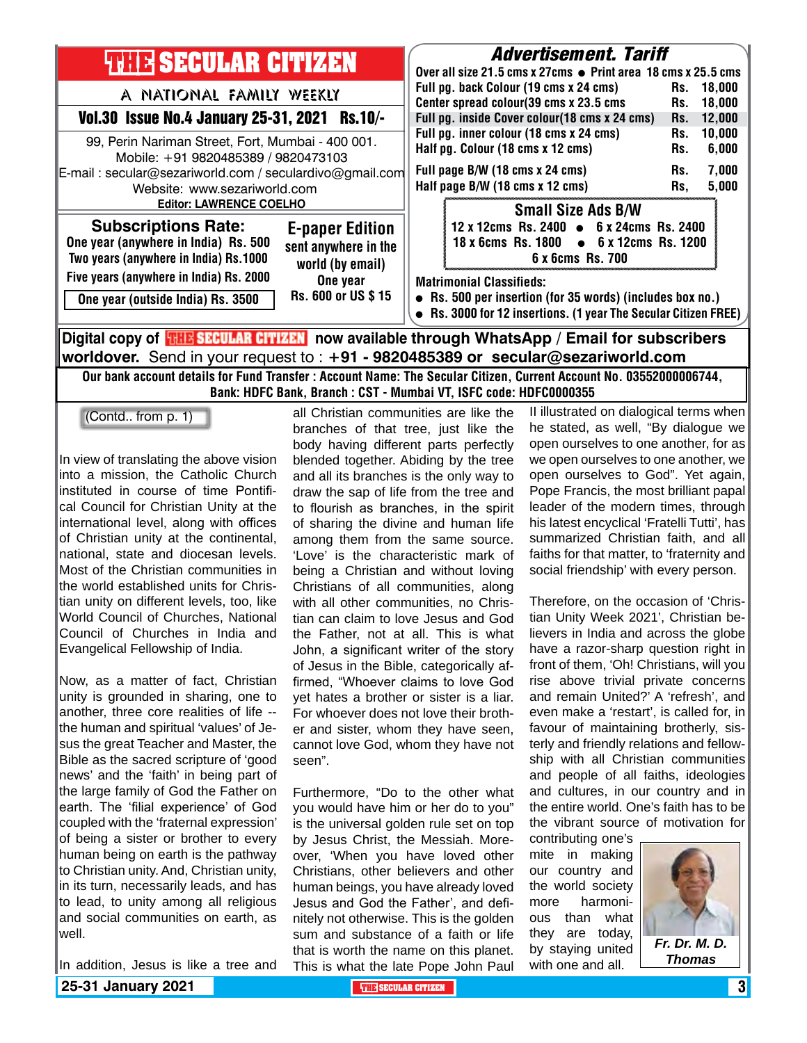# THE SECULAR CITIZEN

A NATIONAL FAMILY WEEKLY

**Vol.30 Issue No.4 January 25-31, 2021 Rs.10/-**

99, Perin Nariman Street, Fort, Mumbai - 400 001.
Mobile: +91 9820485389 / 9820473103
E-mail : secular@sezariworld.com / seculardivo@gmail.com
Website: www.sezariworld.com
**Editor: LAWRENCE COELHO**

## Subscriptions Rate:

One year (anywhere in India) Rs. 500
Two years (anywhere in India) Rs.1000
Five years (anywhere in India) Rs. 2000
One year (outside India) Rs. 3500

## E-paper Edition

sent anywhere in the world (by email)
One year
Rs. 600 or US $ 15

## *Advertisement. Tariff*

Over all size 21.5 cms x 27cms ● Print area 18 cms x 25.5 cms

| | |
|---|---|
| Full pg. back Colour (19 cms x 24 cms) | Rs. 18,000 |
| Center spread colour(39 cms x 23.5 cms | Rs. 18,000 |
| Full pg. inside Cover colour(18 cms x 24 cms) | Rs. 12,000 |
| Full pg. inner colour (18 cms x 24 cms) | Rs. 10,000 |
| Half pg. Colour (18 cms x 12 cms) | Rs. 6,000 |
| Full page B/W (18 cms x 24 cms) | Rs. 7,000 |
| Half page B/W (18 cms x 12 cms) | Rs, 5,000 |

### Small Size Ads B/W

12 x 12cms Rs. 2400 ● 6 x 24cms Rs. 2400
18 x 6cms Rs. 1800 ● 6 x 12cms Rs. 1200
6 x 6cms Rs. 700

**Matrimonial Classifieds:**

- Rs. 500 per insertion (for 35 words) (includes box no.)
- Rs. 3000 for 12 insertions. (1 year The Secular Citizen FREE)

**Digital copy of THE SECULAR CITIZEN now available through WhatsApp / Email for subscribers worldover.** Send in your request to : **+91 - 9820485389 or secular@sezariworld.com**

**Our bank account details for Fund Transfer : Account Name: The Secular Citizen, Current Account No. 03552000006744, Bank: HDFC Bank, Branch : CST - Mumbai VT, ISFC code: HDFC0000355**

---

(Contd.. from p. 1)

In view of translating the above vision into a mission, the Catholic Church instituted in course of time Pontifical Council for Christian Unity at the international level, along with offices of Christian unity at the continental, national, state and diocesan levels. Most of the Christian communities in the world established units for Christian unity on different levels, too, like World Council of Churches, National Council of Churches in India and Evangelical Fellowship of India.

Now, as a matter of fact, Christian unity is grounded in sharing, one to another, three core realities of life -- the human and spiritual 'values' of Jesus the great Teacher and Master, the Bible as the sacred scripture of 'good news' and the 'faith' in being part of the large family of God the Father on earth. The 'filial experience' of God coupled with the 'fraternal expression' of being a sister or brother to every human being on earth is the pathway to Christian unity. And, Christian unity, in its turn, necessarily leads, and has to lead, to unity among all religious and social communities on earth, as well.

In addition, Jesus is like a tree and all Christian communities are like the branches of that tree, just like the body having different parts perfectly blended together. Abiding by the tree and all its branches is the only way to draw the sap of life from the tree and to flourish as branches, in the spirit of sharing the divine and human life among them from the same source. 'Love' is the characteristic mark of being a Christian and without loving Christians of all communities, along with all other communities, no Christian can claim to love Jesus and God the Father, not at all. This is what John, a significant writer of the story of Jesus in the Bible, categorically affirmed, "Whoever claims to love God yet hates a brother or sister is a liar. For whoever does not love their brother and sister, whom they have seen, cannot love God, whom they have not seen".

Furthermore, "Do to the other what you would have him or her do to you" is the universal golden rule set on top by Jesus Christ, the Messiah. Moreover, 'When you have loved other Christians, other believers and other human beings, you have already loved Jesus and God the Father', and definitely not otherwise. This is the golden sum and substance of a faith or life that is worth the name on this planet. This is what the late Pope John Paul II illustrated on dialogical terms when he stated, as well, "By dialogue we open ourselves to one another, for as we open ourselves to one another, we open ourselves to God". Yet again, Pope Francis, the most brilliant papal leader of the modern times, through his latest encyclical 'Fratelli Tutti', has summarized Christian faith, and all faiths for that matter, to 'fraternity and social friendship' with every person.

Therefore, on the occasion of 'Christian Unity Week 2021', Christian believers in India and across the globe have a razor-sharp question right in front of them, 'Oh! Christians, will you rise above trivial private concerns and remain United?' A 'refresh', and even make a 'restart', is called for, in favour of maintaining brotherly, sisterly and friendly relations and fellowship with all Christian communities and people of all faiths, ideologies and cultures, in our country and in the entire world. One's faith has to be the vibrant source of motivation for contributing one's mite in making our country and the world society more harmonious than what they are today, by staying united with one and all.

***Fr. Dr. M. D. Thomas***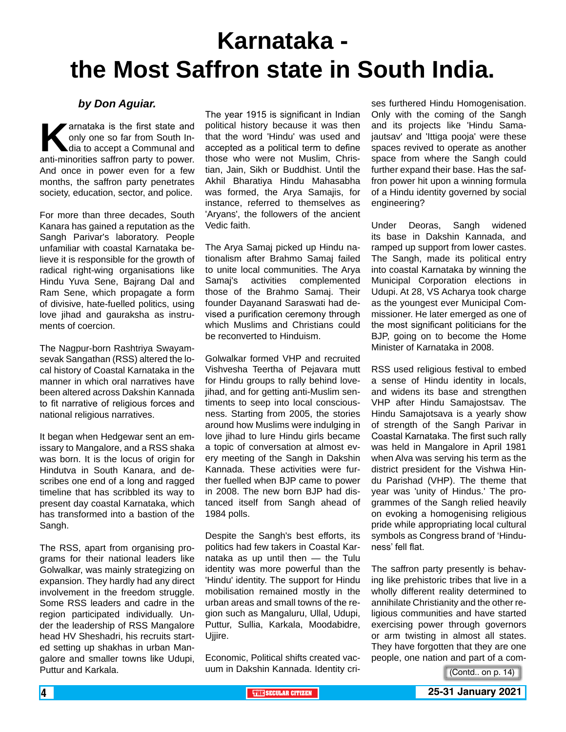# Karnataka - the Most Saffron state in South India.

*by Don Aguiar.*

Karnataka is the first state and only one so far from South India to accept a Communal and anti-minorities saffron party to power. And once in power even for a few months, the saffron party penetrates society, education, sector, and police.

For more than three decades, South Kanara has gained a reputation as the Sangh Parivar's laboratory. People unfamiliar with coastal Karnataka believe it is responsible for the growth of radical right-wing organisations like Hindu Yuva Sene, Bajrang Dal and Ram Sene, which propagate a form of divisive, hate-fuelled politics, using love jihad and gauraksha as instruments of coercion.

The Nagpur-born Rashtriya Swayamsevak Sangathan (RSS) altered the local history of Coastal Karnataka in the manner in which oral narratives have been altered across Dakshin Kannada to fit narrative of religious forces and national religious narratives.

It began when Hedgewar sent an emissary to Mangalore, and a RSS shaka was born. It is the locus of origin for Hindutva in South Kanara, and describes one end of a long and ragged timeline that has scribbled its way to present day coastal Karnataka, which has transformed into a bastion of the Sangh.

The RSS, apart from organising programs for their national leaders like Golwalkar, was mainly strategizing on expansion. They hardly had any direct involvement in the freedom struggle. Some RSS leaders and cadre in the region participated individually. Under the leadership of RSS Mangalore head HV Sheshadri, his recruits started setting up shakhas in urban Mangalore and smaller towns like Udupi, Puttur and Karkala.

The year 1915 is significant in Indian political history because it was then that the word 'Hindu' was used and accepted as a political term to define those who were not Muslim, Christian, Jain, Sikh or Buddhist. Until the Akhil Bharatiya Hindu Mahasabha was formed, the Arya Samajis, for instance, referred to themselves as 'Aryans', the followers of the ancient Vedic faith.

The Arya Samaj picked up Hindu nationalism after Brahmo Samaj failed to unite local communities. The Arya Samaj's activities complemented those of the Brahmo Samaj. Their founder Dayanand Saraswati had devised a purification ceremony through which Muslims and Christians could be reconverted to Hinduism.

Golwalkar formed VHP and recruited Vishvesha Teertha of Pejavara mutt for Hindu groups to rally behind love-jihad, and for getting anti-Muslim sentiments to seep into local consciousness. Starting from 2005, the stories around how Muslims were indulging in love jihad to lure Hindu girls became a topic of conversation at almost every meeting of the Sangh in Dakshin Kannada. These activities were further fuelled when BJP came to power in 2008. The new born BJP had distanced itself from Sangh ahead of 1984 polls.

Despite the Sangh's best efforts, its politics had few takers in Coastal Karnataka as up until then — the Tulu identity was more powerful than the 'Hindu' identity. The support for Hindu mobilisation remained mostly in the urban areas and small towns of the region such as Mangaluru, Ullal, Udupi, Puttur, Sullia, Karkala, Moodabidre, Ujjire.

Economic, Political shifts created vacuum in Dakshin Kannada. Identity crises furthered Hindu Homogenisation. Only with the coming of the Sangh and its projects like 'Hindu Samajautsav' and 'Ittiga pooja' were these spaces revived to operate as another space from where the Sangh could further expand their base. Has the saffron power hit upon a winning formula of a Hindu identity governed by social engineering?

Under Deoras, Sangh widened its base in Dakshin Kannada, and ramped up support from lower castes. The Sangh, made its political entry into coastal Karnataka by winning the Municipal Corporation elections in Udupi. At 28, VS Acharya took charge as the youngest ever Municipal Commissioner. He later emerged as one of the most significant politicians for the BJP, going on to become the Home Minister of Karnataka in 2008.

RSS used religious festival to embed a sense of Hindu identity in locals, and widens its base and strengthen VHP after Hindu Samajostsav. The Hindu Samajotsava is a yearly show of strength of the Sangh Parivar in Coastal Karnataka. The first such rally was held in Mangalore in April 1981 when Alva was serving his term as the district president for the Vishwa Hindu Parishad (VHP). The theme that year was 'unity of Hindus.' The programmes of the Sangh relied heavily on evoking a homogenising religious pride while appropriating local cultural symbols as Congress brand of 'Hinduness' fell flat.

The saffron party presently is behaving like prehistoric tribes that live in a wholly different reality determined to annihilate Christianity and the other religious communities and have started exercising power through governors or arm twisting in almost all states. They have forgotten that they are one people, one nation and part of a com-

(Contd.. on p. 14)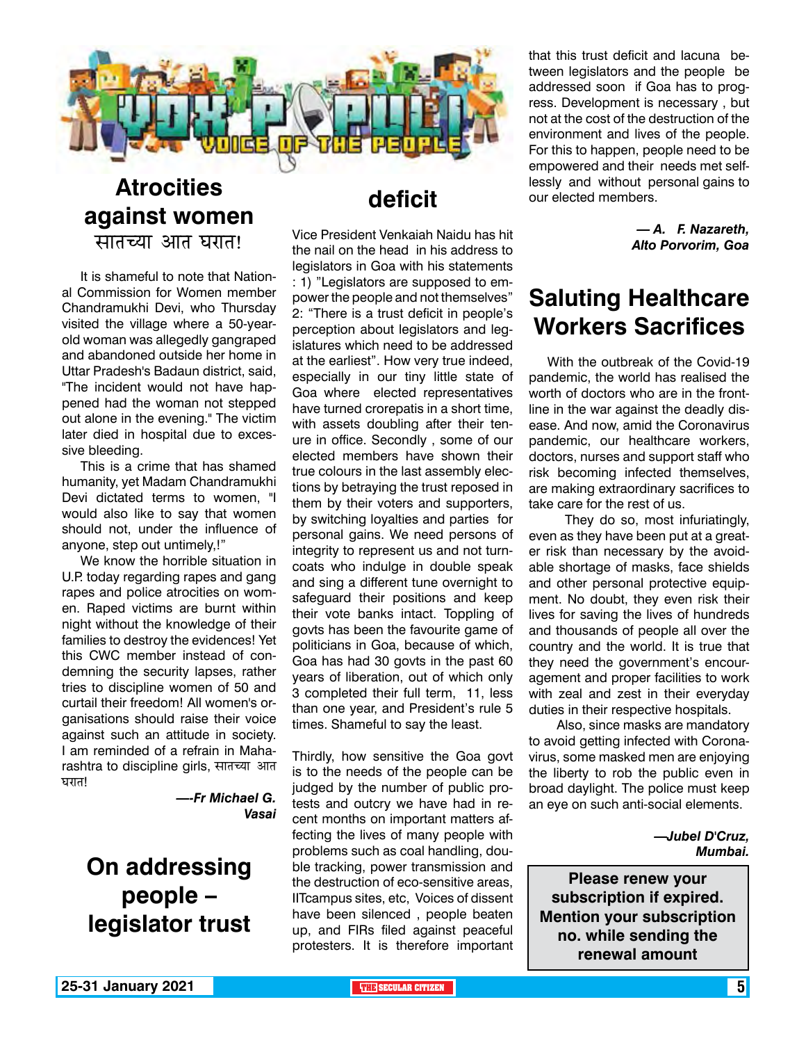# VOX POPULI
## VOICE OF THE PEOPLE

## Atrocities against women
### सातच्या आत घरात!

It is shameful to note that National Commission for Women member Chandramukhi Devi, who Thursday visited the village where a 50-year-old woman was allegedly gangraped and abandoned outside her home in Uttar Pradesh's Badaun district, said, "The incident would not have happened had the woman not stepped out alone in the evening." The victim later died in hospital due to excessive bleeding.

This is a crime that has shamed humanity, yet Madam Chandramukhi Devi dictated terms to women, "I would also like to say that women should not, under the influence of anyone, step out untimely,!"

We know the horrible situation in U.P. today regarding rapes and gang rapes and police atrocities on women. Raped victims are burnt within night without the knowledge of their families to destroy the evidences! Yet this CWC member instead of condemning the security lapses, rather tries to discipline women of 50 and curtail their freedom! All women's organisations should raise their voice against such an attitude in society. I am reminded of a refrain in Maharashtra to discipline girls, सातच्या आत घरात!

***—-Fr Michael G. Vasai***

## On addressing people – legislator trust deficit

Vice President Venkaiah Naidu has hit the nail on the head in his address to legislators in Goa with his statements : 1) "Legislators are supposed to empower the people and not themselves" 2: "There is a trust deficit in people's perception about legislators and legislatures which need to be addressed at the earliest". How very true indeed, especially in our tiny little state of Goa where elected representatives have turned crorepatis in a short time, with assets doubling after their tenure in office. Secondly , some of our elected members have shown their true colours in the last assembly elections by betraying the trust reposed in them by their voters and supporters, by switching loyalties and parties for personal gains. We need persons of integrity to represent us and not turncoats who indulge in double speak and sing a different tune overnight to safeguard their positions and keep their vote banks intact. Toppling of govts has been the favourite game of politicians in Goa, because of which, Goa has had 30 govts in the past 60 years of liberation, out of which only 3 completed their full term, 11, less than one year, and President's rule 5 times. Shameful to say the least.

Thirdly, how sensitive the Goa govt is to the needs of the people can be judged by the number of public protests and outcry we have had in recent months on important matters affecting the lives of many people with problems such as coal handling, double tracking, power transmission and the destruction of eco-sensitive areas, IITcampus sites, etc, Voices of dissent have been silenced , people beaten up, and FIRs filed against peaceful protesters. It is therefore important that this trust deficit and lacuna between legislators and the people be addressed soon if Goa has to progress. Development is necessary , but not at the cost of the destruction of the environment and lives of the people. For this to happen, people need to be empowered and their needs met selflessly and without personal gains to our elected members.

***— A. F. Nazareth, Alto Porvorim, Goa***

## Saluting Healthcare Workers Sacrifices

With the outbreak of the Covid-19 pandemic, the world has realised the worth of doctors who are in the frontline in the war against the deadly disease. And now, amid the Coronavirus pandemic, our healthcare workers, doctors, nurses and support staff who risk becoming infected themselves, are making extraordinary sacrifices to take care for the rest of us.

They do so, most infuriatingly, even as they have been put at a greater risk than necessary by the avoidable shortage of masks, face shields and other personal protective equipment. No doubt, they even risk their lives for saving the lives of hundreds and thousands of people all over the country and the world. It is true that they need the government's encouragement and proper facilities to work with zeal and zest in their everyday duties in their respective hospitals.

Also, since masks are mandatory to avoid getting infected with Coronavirus, some masked men are enjoying the liberty to rob the public even in broad daylight. The police must keep an eye on such anti-social elements.

***—Jubel D'Cruz, Mumbai.***

**Please renew your subscription if expired. Mention your subscription no. while sending the renewal amount**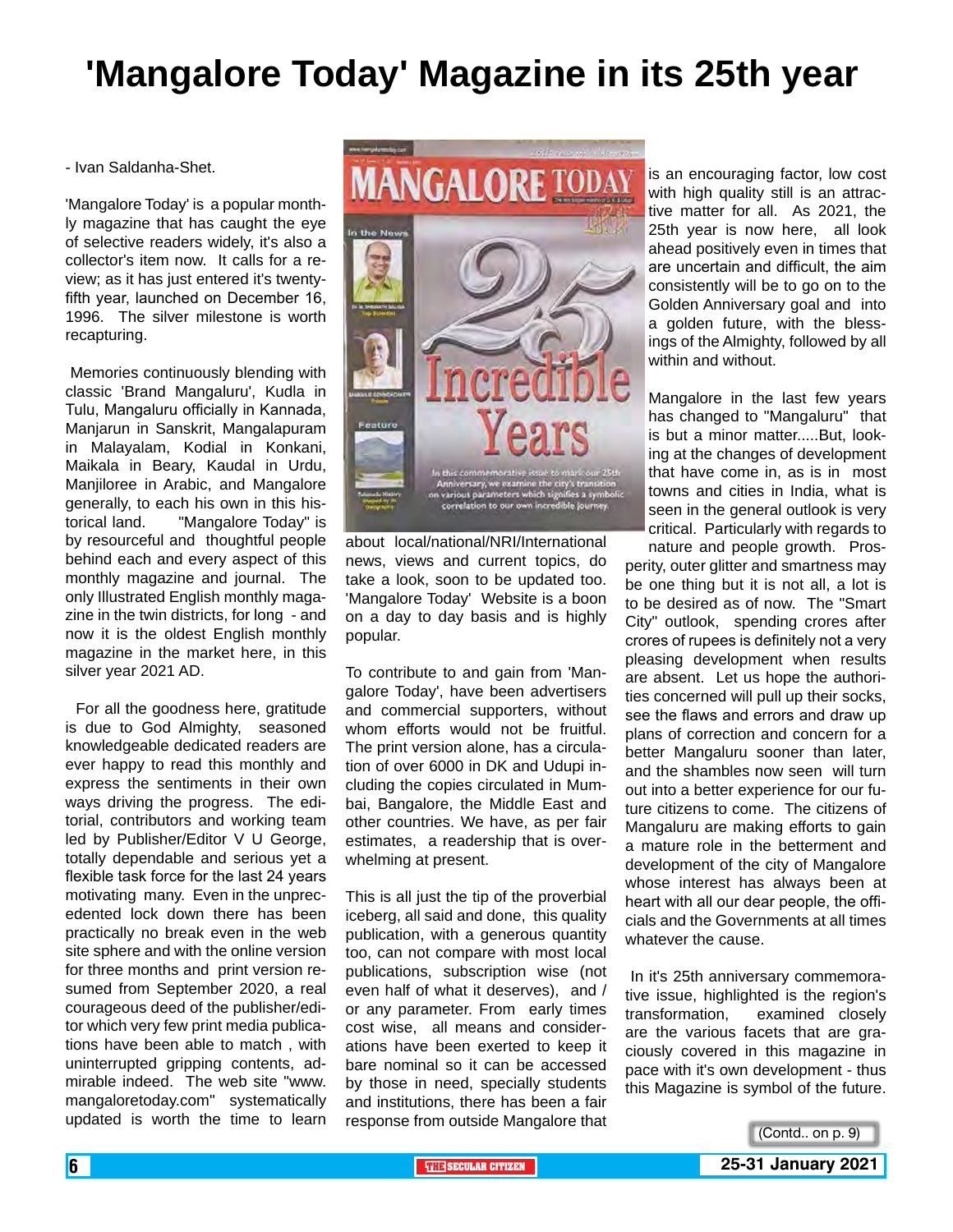# 'Mangalore Today' Magazine in its 25th year

- Ivan Saldanha-Shet.

'Mangalore Today' is a popular monthly magazine that has caught the eye of selective readers widely, it's also a collector's item now. It calls for a review; as it has just entered it's twenty-fifth year, launched on December 16, 1996. The silver milestone is worth recapturing.

Memories continuously blending with classic 'Brand Mangaluru', Kudla in Tulu, Mangaluru officially in Kannada, Manjarun in Sanskrit, Mangalapuram in Malayalam, Kodial in Konkani, Maikala in Beary, Kaudal in Urdu, Manjiloree in Arabic, and Mangalore generally, to each his own in this historical land. "Mangalore Today" is by resourceful and thoughtful people behind each and every aspect of this monthly magazine and journal. The only Illustrated English monthly magazine in the twin districts, for long - and now it is the oldest English monthly magazine in the market here, in this silver year 2021 AD.

For all the goodness here, gratitude is due to God Almighty, seasoned knowledgeable dedicated readers are ever happy to read this monthly and express the sentiments in their own ways driving the progress. The editorial, contributors and working team led by Publisher/Editor V U George, totally dependable and serious yet a flexible task force for the last 24 years motivating many. Even in the unprecedented lock down there has been practically no break even in the web site sphere and with the online version for three months and print version resumed from September 2020, a real courageous deed of the publisher/editor which very few print media publications have been able to match , with uninterrupted gripping contents, admirable indeed. The web site "www.mangaloretoday.com" systematically updated is worth the time to learn about local/national/NRI/International news, views and current topics, do take a look, soon to be updated too. 'Mangalore Today' Website is a boon on a day to day basis and is highly popular.

To contribute to and gain from 'Mangalore Today', have been advertisers and commercial supporters, without whom efforts would not be fruitful. The print version alone, has a circulation of over 6000 in DK and Udupi including the copies circulated in Mumbai, Bangalore, the Middle East and other countries. We have, as per fair estimates, a readership that is overwhelming at present.

This is all just the tip of the proverbial iceberg, all said and done, this quality publication, with a generous quantity too, can not compare with most local publications, subscription wise (not even half of what it deserves), and / or any parameter. From early times cost wise, all means and considerations have been exerted to keep it bare nominal so it can be accessed by those in need, specially students and institutions, there has been a fair response from outside Mangalore that is an encouraging factor, low cost with high quality still is an attractive matter for all. As 2021, the 25th year is now here, all look ahead positively even in times that are uncertain and difficult, the aim consistently will be to go on to the Golden Anniversary goal and into a golden future, with the blessings of the Almighty, followed by all within and without.

Mangalore in the last few years has changed to "Mangaluru" that is but a minor matter.....But, looking at the changes of development that have come in, as is in most towns and cities in India, what is seen in the general outlook is very critical. Particularly with regards to nature and people growth. Prosperity, outer glitter and smartness may be one thing but it is not all, a lot is to be desired as of now. The "Smart City" outlook, spending crores after crores of rupees is definitely not a very pleasing development when results are absent. Let us hope the authorities concerned will pull up their socks, see the flaws and errors and draw up plans of correction and concern for a better Mangaluru sooner than later, and the shambles now seen will turn out into a better experience for our future citizens to come. The citizens of Mangaluru are making efforts to gain a mature role in the betterment and development of the city of Mangalore whose interest has always been at heart with all our dear people, the officials and the Governments at all times whatever the cause.

In it's 25th anniversary commemorative issue, highlighted is the region's transformation, examined closely are the various facets that are graciously covered in this magazine in pace with it's own development - thus this Magazine is symbol of the future.

(Contd.. on p. 9)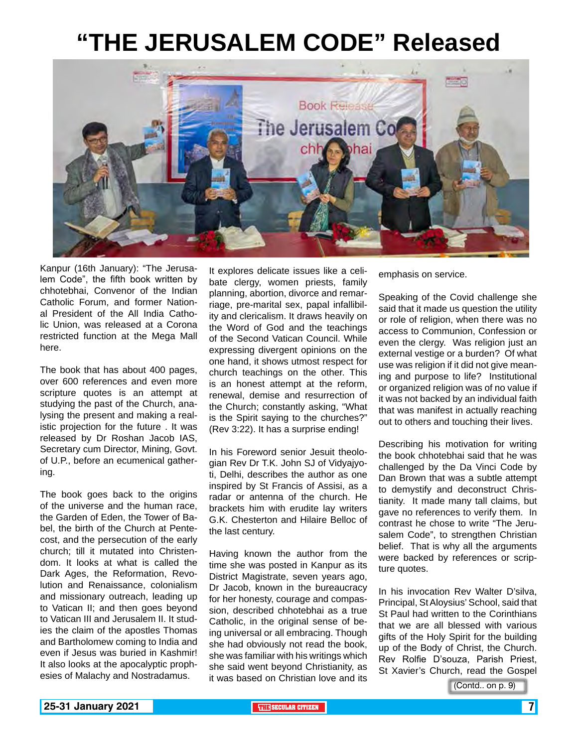# "THE JERUSALEM CODE" Released

Kanpur (16th January): "The Jerusalem Code", the fifth book written by chhotebhai, Convenor of the Indian Catholic Forum, and former National President of the All India Catholic Union, was released at a Corona restricted function at the Mega Mall here.

The book that has about 400 pages, over 600 references and even more scripture quotes is an attempt at studying the past of the Church, analysing the present and making a realistic projection for the future . It was released by Dr Roshan Jacob IAS, Secretary cum Director, Mining, Govt. of U.P., before an ecumenical gathering.

The book goes back to the origins of the universe and the human race, the Garden of Eden, the Tower of Babel, the birth of the Church at Pentecost, and the persecution of the early church; till it mutated into Christendom. It looks at what is called the Dark Ages, the Reformation, Revolution and Renaissance, colonialism and missionary outreach, leading up to Vatican II; and then goes beyond to Vatican III and Jerusalem II. It studies the claim of the apostles Thomas and Bartholomew coming to India and even if Jesus was buried in Kashmir! It also looks at the apocalyptic prophesies of Malachy and Nostradamus.

It explores delicate issues like a celibate clergy, women priests, family planning, abortion, divorce and remarriage, pre-marital sex, papal infallibility and clericalism. It draws heavily on the Word of God and the teachings of the Second Vatican Council. While expressing divergent opinions on the one hand, it shows utmost respect for church teachings on the other. This is an honest attempt at the reform, renewal, demise and resurrection of the Church; constantly asking, "What is the Spirit saying to the churches?" (Rev 3:22). It has a surprise ending!

In his Foreword senior Jesuit theologian Rev Dr T.K. John SJ of Vidyajyoti, Delhi, describes the author as one inspired by St Francis of Assisi, as a radar or antenna of the church. He brackets him with erudite lay writers G.K. Chesterton and Hilaire Belloc of the last century.

Having known the author from the time she was posted in Kanpur as its District Magistrate, seven years ago, Dr Jacob, known in the bureaucracy for her honesty, courage and compassion, described chhotebhai as a true Catholic, in the original sense of being universal or all embracing. Though she had obviously not read the book, she was familiar with his writings which she said went beyond Christianity, as it was based on Christian love and its emphasis on service.

Speaking of the Covid challenge she said that it made us question the utility or role of religion, when there was no access to Communion, Confession or even the clergy. Was religion just an external vestige or a burden? Of what use was religion if it did not give meaning and purpose to life? Institutional or organized religion was of no value if it was not backed by an individual faith that was manifest in actually reaching out to others and touching their lives.

Describing his motivation for writing the book chhotebhai said that he was challenged by the Da Vinci Code by Dan Brown that was a subtle attempt to demystify and deconstruct Christianity. It made many tall claims, but gave no references to verify them. In contrast he chose to write "The Jerusalem Code", to strengthen Christian belief. That is why all the arguments were backed by references or scripture quotes.

In his invocation Rev Walter D'silva, Principal, St Aloysius' School, said that St Paul had written to the Corinthians that we are all blessed with various gifts of the Holy Spirit for the building up of the Body of Christ, the Church. Rev Rolfie D'souza, Parish Priest, St Xavier's Church, read the Gospel

(Contd.. on p. 9)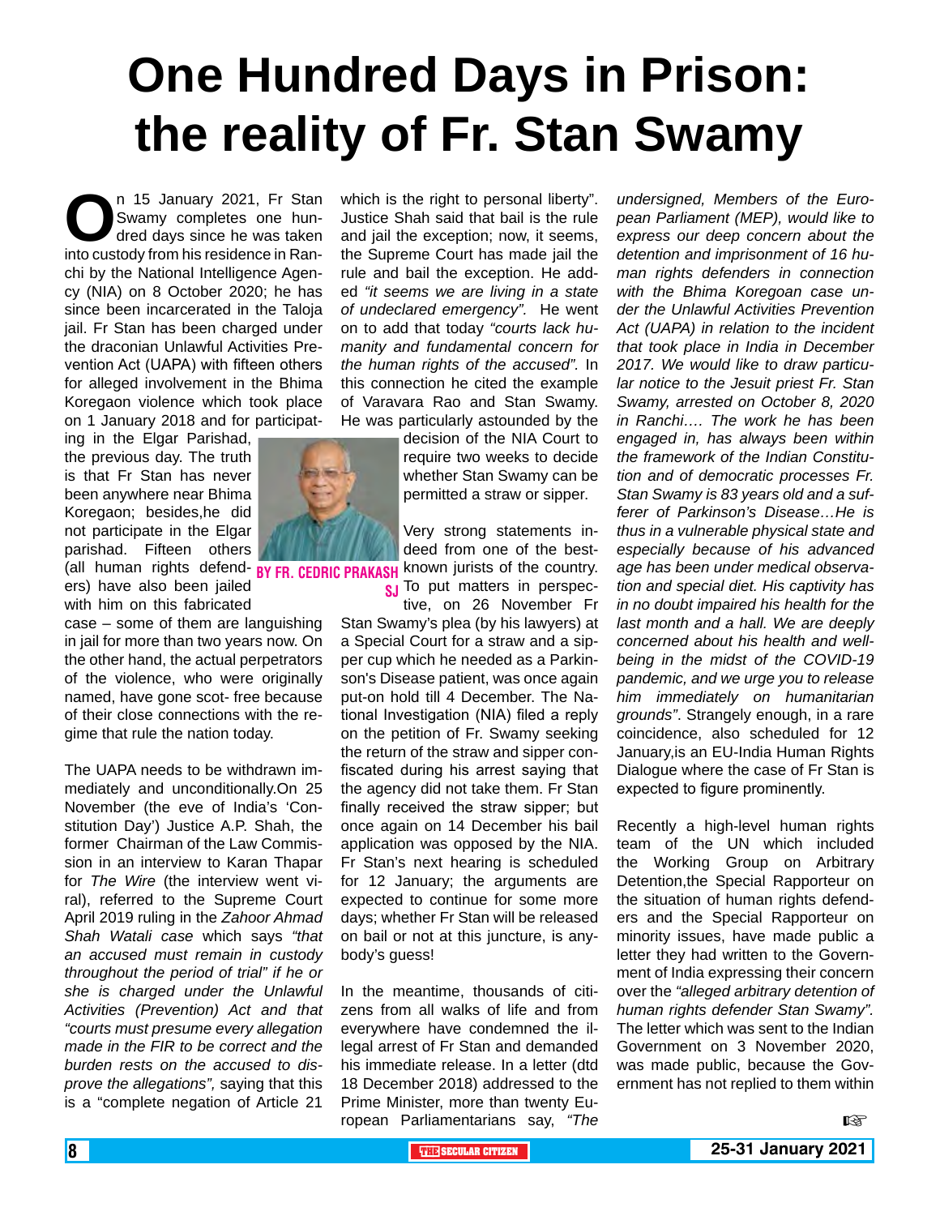# One Hundred Days in Prison: the reality of Fr. Stan Swamy

**BY FR. CEDRIC PRAKASH SJ**

On 15 January 2021, Fr Stan Swamy completes one hundred days since he was taken into custody from his residence in Ranchi by the National Intelligence Agency (NIA) on 8 October 2020; he has since been incarcerated in the Taloja jail. Fr Stan has been charged under the draconian Unlawful Activities Prevention Act (UAPA) with fifteen others for alleged involvement in the Bhima Koregaon violence which took place on 1 January 2018 and for participating in the Elgar Parishad, the previous day. The truth is that Fr Stan has never been anywhere near Bhima Koregaon; besides,he did not participate in the Elgar parishad. Fifteen others (all human rights defenders) have also been jailed with him on this fabricated case – some of them are languishing in jail for more than two years now. On the other hand, the actual perpetrators of the violence, who were originally named, have gone scot- free because of their close connections with the regime that rule the nation today.

The UAPA needs to be withdrawn immediately and unconditionally.On 25 November (the eve of India's 'Constitution Day') Justice A.P. Shah, the former Chairman of the Law Commission in an interview to Karan Thapar for *The Wire* (the interview went viral), referred to the Supreme Court April 2019 ruling in the *Zahoor Ahmad Shah Watali case* which says *"that an accused must remain in custody throughout the period of trial" if he or she is charged under the Unlawful Activities (Prevention) Act and that "courts must presume every allegation made in the FIR to be correct and the burden rests on the accused to disprove the allegations"*, saying that this is a "complete negation of Article 21 which is the right to personal liberty". Justice Shah said that bail is the rule and jail the exception; now, it seems, the Supreme Court has made jail the rule and bail the exception. He added *"it seems we are living in a state of undeclared emergency"*. He went on to add that today *"courts lack humanity and fundamental concern for the human rights of the accused"*. In this connection he cited the example of Varavara Rao and Stan Swamy. He was particularly astounded by the decision of the NIA Court to require two weeks to decide whether Stan Swamy can be permitted a straw or sipper.

Very strong statements indeed from one of the best-known jurists of the country. To put matters in perspective, on 26 November Fr Stan Swamy's plea (by his lawyers) at a Special Court for a straw and a sipper cup which he needed as a Parkinson's Disease patient, was once again put-on hold till 4 December. The National Investigation (NIA) filed a reply on the petition of Fr. Swamy seeking the return of the straw and sipper confiscated during his arrest saying that the agency did not take them. Fr Stan finally received the straw sipper; but once again on 14 December his bail application was opposed by the NIA. Fr Stan's next hearing is scheduled for 12 January; the arguments are expected to continue for some more days; whether Fr Stan will be released on bail or not at this juncture, is anybody's guess!

In the meantime, thousands of citizens from all walks of life and from everywhere have condemned the illegal arrest of Fr Stan and demanded his immediate release. In a letter (dtd 18 December 2018) addressed to the Prime Minister, more than twenty European Parliamentarians say, *"The undersigned, Members of the European Parliament (MEP), would like to express our deep concern about the detention and imprisonment of 16 human rights defenders in connection with the Bhima Koregaon case under the Unlawful Activities Prevention Act (UAPA) in relation to the incident that took place in India in December 2017. We would like to draw particular notice to the Jesuit priest Fr. Stan Swamy, arrested on October 8, 2020 in Ranchi…. The work he has been engaged in, has always been within the framework of the Indian Constitution and of democratic processes Fr. Stan Swamy is 83 years old and a sufferer of Parkinson's Disease…He is thus in a vulnerable physical state and especially because of his advanced age has been under medical observation and special diet. His captivity has in no doubt impaired his health for the last month and a hall. We are deeply concerned about his health and well-being in the midst of the COVID-19 pandemic, and we urge you to release him immediately on humanitarian grounds"*. Strangely enough, in a rare coincidence, also scheduled for 12 January,is an EU-India Human Rights Dialogue where the case of Fr Stan is expected to figure prominently.

Recently a high-level human rights team of the UN which included the Working Group on Arbitrary Detention,the Special Rapporteur on the situation of human rights defenders and the Special Rapporteur on minority issues, have made public a letter they had written to the Government of India expressing their concern over the *"alleged arbitrary detention of human rights defender Stan Swamy"*. The letter which was sent to the Indian Government on 3 November 2020, was made public, because the Government has not replied to them within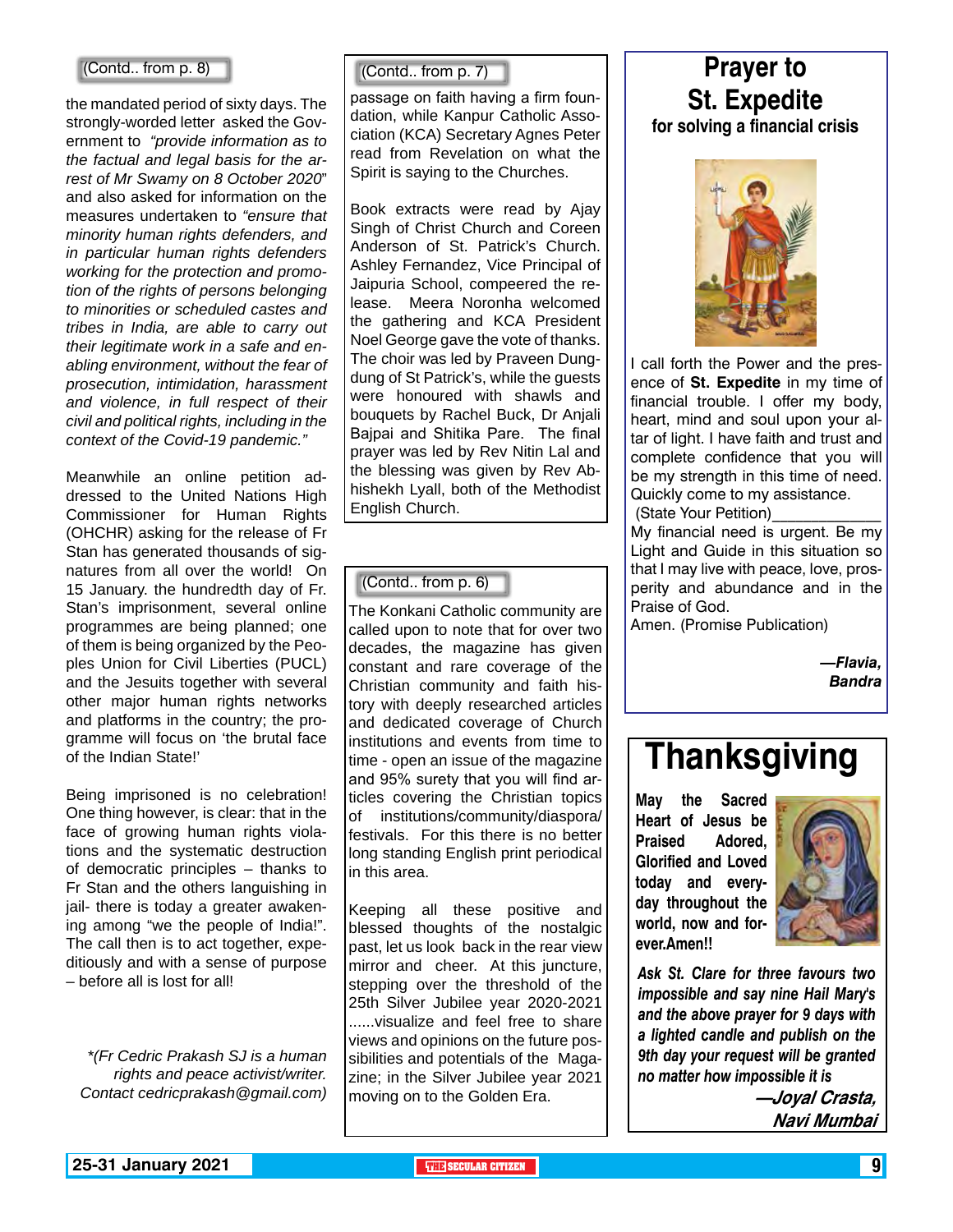(Contd.. from p. 8)

the mandated period of sixty days. The strongly-worded letter asked the Government to *"provide information as to the factual and legal basis for the arrest of Mr Swamy on 8 October 2020*" and also asked for information on the measures undertaken to *"ensure that minority human rights defenders, and in particular human rights defenders working for the protection and promotion of the rights of persons belonging to minorities or scheduled castes and tribes in India, are able to carry out their legitimate work in a safe and enabling environment, without the fear of prosecution, intimidation, harassment and violence, in full respect of their civil and political rights, including in the context of the Covid-19 pandemic."*

Meanwhile an online petition addressed to the United Nations High Commissioner for Human Rights (OHCHR) asking for the release of Fr Stan has generated thousands of signatures from all over the world! On 15 January. the hundredth day of Fr. Stan's imprisonment, several online programmes are being planned; one of them is being organized by the Peoples Union for Civil Liberties (PUCL) and the Jesuits together with several other major human rights networks and platforms in the country; the programme will focus on 'the brutal face of the Indian State!'

Being imprisoned is no celebration! One thing however, is clear: that in the face of growing human rights violations and the systematic destruction of democratic principles – thanks to Fr Stan and the others languishing in jail- there is today a greater awakening among "we the people of India!". The call then is to act together, expeditiously and with a sense of purpose – before all is lost for all!

*\*(Fr Cedric Prakash SJ is a human rights and peace activist/writer. Contact cedricprakash@gmail.com)*

(Contd.. from p. 7)

passage on faith having a firm foundation, while Kanpur Catholic Association (KCA) Secretary Agnes Peter read from Revelation on what the Spirit is saying to the Churches.

Book extracts were read by Ajay Singh of Christ Church and Coreen Anderson of St. Patrick's Church. Ashley Fernandez, Vice Principal of Jaipuria School, compeered the release. Meera Noronha welcomed the gathering and KCA President Noel George gave the vote of thanks. The choir was led by Praveen Dungdung of St Patrick's, while the guests were honoured with shawls and bouquets by Rachel Buck, Dr Anjali Bajpai and Shitika Pare. The final prayer was led by Rev Nitin Lal and the blessing was given by Rev Abhishekh Lyall, both of the Methodist English Church.

(Contd.. from p. 6)

The Konkani Catholic community are called upon to note that for over two decades, the magazine has given constant and rare coverage of the Christian community and faith history with deeply researched articles and dedicated coverage of Church institutions and events from time to time - open an issue of the magazine and 95% surety that you will find articles covering the Christian topics of institutions/community/diaspora/festivals. For this there is no better long standing English print periodical in this area.

Keeping all these positive and blessed thoughts of the nostalgic past, let us look back in the rear view mirror and cheer. At this juncture, stepping over the threshold of the 25th Silver Jubilee year 2020-2021 ......visualize and feel free to share views and opinions on the future possibilities and potentials of the Magazine; in the Silver Jubilee year 2021 moving on to the Golden Era.

## Prayer to St. Expedite

**for solving a financial crisis**

I call forth the Power and the presence of **St. Expedite** in my time of financial trouble. I offer my body, heart, mind and soul upon your altar of light. I have faith and trust and complete confidence that you will be my strength in this time of need. Quickly come to my assistance.

(State Your Petition)____________

My financial need is urgent. Be my Light and Guide in this situation so that I may live with peace, love, prosperity and abundance and in the Praise of God.

Amen. (Promise Publication)

***—Flavia, Bandra***

# Thanksgiving

**May the Sacred Heart of Jesus be Praised Adored, Glorified and Loved today and everyday throughout the world, now and forever.Amen!!**

***Ask St. Clare for three favours two impossible and say nine Hail Mary's and the above prayer for 9 days with a lighted candle and publish on the 9th day your request will be granted no matter how impossible it is***

***—Joyal Crasta, Navi Mumbai***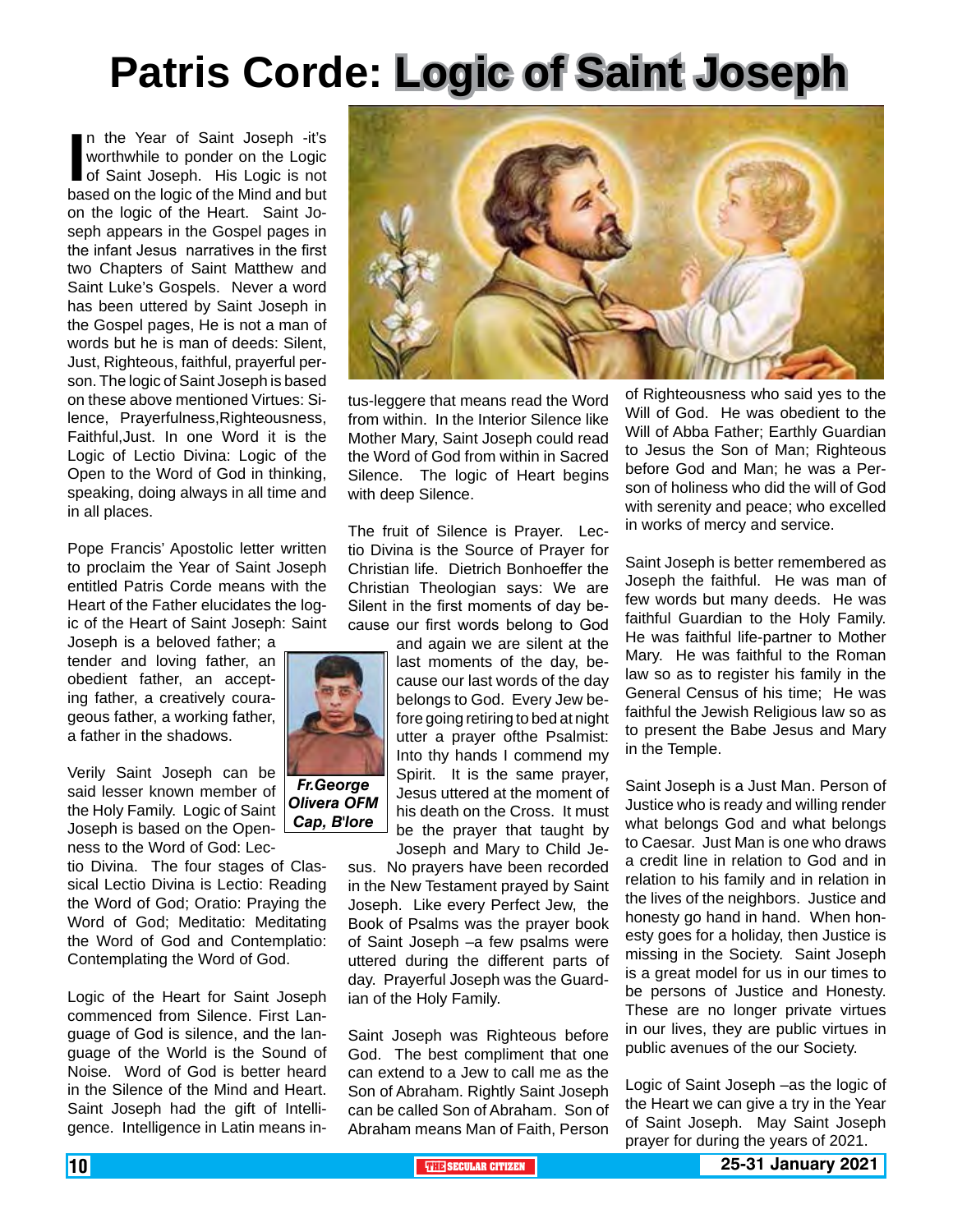# Patris Corde: Logic of Saint Joseph

In the Year of Saint Joseph -it's worthwhile to ponder on the Logic of Saint Joseph. His Logic is not based on the logic of the Mind and but on the logic of the Heart. Saint Joseph appears in the Gospel pages in the infant Jesus narratives in the first two Chapters of Saint Matthew and Saint Luke's Gospels. Never a word has been uttered by Saint Joseph in the Gospel pages, He is not a man of words but he is man of deeds: Silent, Just, Righteous, faithful, prayerful person. The logic of Saint Joseph is based on these above mentioned Virtues: Silence, Prayerfulness,Righteousness, Faithful,Just. In one Word it is the Logic of Lectio Divina: Logic of the Open to the Word of God in thinking, speaking, doing always in all time and in all places.

Pope Francis' Apostolic letter written to proclaim the Year of Saint Joseph entitled Patris Corde means with the Heart of the Father elucidates the logic of the Heart of Saint Joseph: Saint Joseph is a beloved father; a tender and loving father, an obedient father, an accepting father, a creatively courageous father, a working father, a father in the shadows.

*Fr.George Olivera OFM Cap, B'lore*

Verily Saint Joseph can be said lesser known member of the Holy Family. Logic of Saint Joseph is based on the Openness to the Word of God: Lectio Divina. The four stages of Classical Lectio Divina is Lectio: Reading the Word of God; Oratio: Praying the Word of God; Meditatio: Meditating the Word of God and Contemplatio: Contemplating the Word of God.

Logic of the Heart for Saint Joseph commenced from Silence. First Language of God is silence, and the language of the World is the Sound of Noise. Word of God is better heard in the Silence of the Mind and Heart. Saint Joseph had the gift of Intelligence. Intelligence in Latin means intus-leggere that means read the Word from within. In the Interior Silence like Mother Mary, Saint Joseph could read the Word of God from within in Sacred Silence. The logic of Heart begins with deep Silence.

The fruit of Silence is Prayer. Lectio Divina is the Source of Prayer for Christian life. Dietrich Bonhoeffer the Christian Theologian says: We are Silent in the first moments of day because our first words belong to God and again we are silent at the last moments of the day, because our last words of the day belongs to God. Every Jew before going retiring to bed at night utter a prayer ofthe Psalmist: Into thy hands I commend my Spirit. It is the same prayer, Jesus uttered at the moment of his death on the Cross. It must be the prayer that taught by Joseph and Mary to Child Jesus. No prayers have been recorded in the New Testament prayed by Saint Joseph. Like every Perfect Jew, the Book of Psalms was the prayer book of Saint Joseph –a few psalms were uttered during the different parts of day. Prayerful Joseph was the Guardian of the Holy Family.

Saint Joseph was Righteous before God. The best compliment that one can extend to a Jew to call me as the Son of Abraham. Rightly Saint Joseph can be called Son of Abraham. Son of Abraham means Man of Faith, Person of Righteousness who said yes to the Will of God. He was obedient to the Will of Abba Father; Earthly Guardian to Jesus the Son of Man; Righteous before God and Man; he was a Person of holiness who did the will of God with serenity and peace; who excelled in works of mercy and service.

Saint Joseph is better remembered as Joseph the faithful. He was man of few words but many deeds. He was faithful Guardian to the Holy Family. He was faithful life-partner to Mother Mary. He was faithful to the Roman law so as to register his family in the General Census of his time; He was faithful the Jewish Religious law so as to present the Babe Jesus and Mary in the Temple.

Saint Joseph is a Just Man. Person of Justice who is ready and willing render what belongs God and what belongs to Caesar. Just Man is one who draws a credit line in relation to God and in relation to his family and in relation in the lives of the neighbors. Justice and honesty go hand in hand. When honesty goes for a holiday, then Justice is missing in the Society. Saint Joseph is a great model for us in our times to be persons of Justice and Honesty. These are no longer private virtues in our lives, they are public virtues in public avenues of the our Society.

Logic of Saint Joseph –as the logic of the Heart we can give a try in the Year of Saint Joseph. May Saint Joseph prayer for during the years of 2021.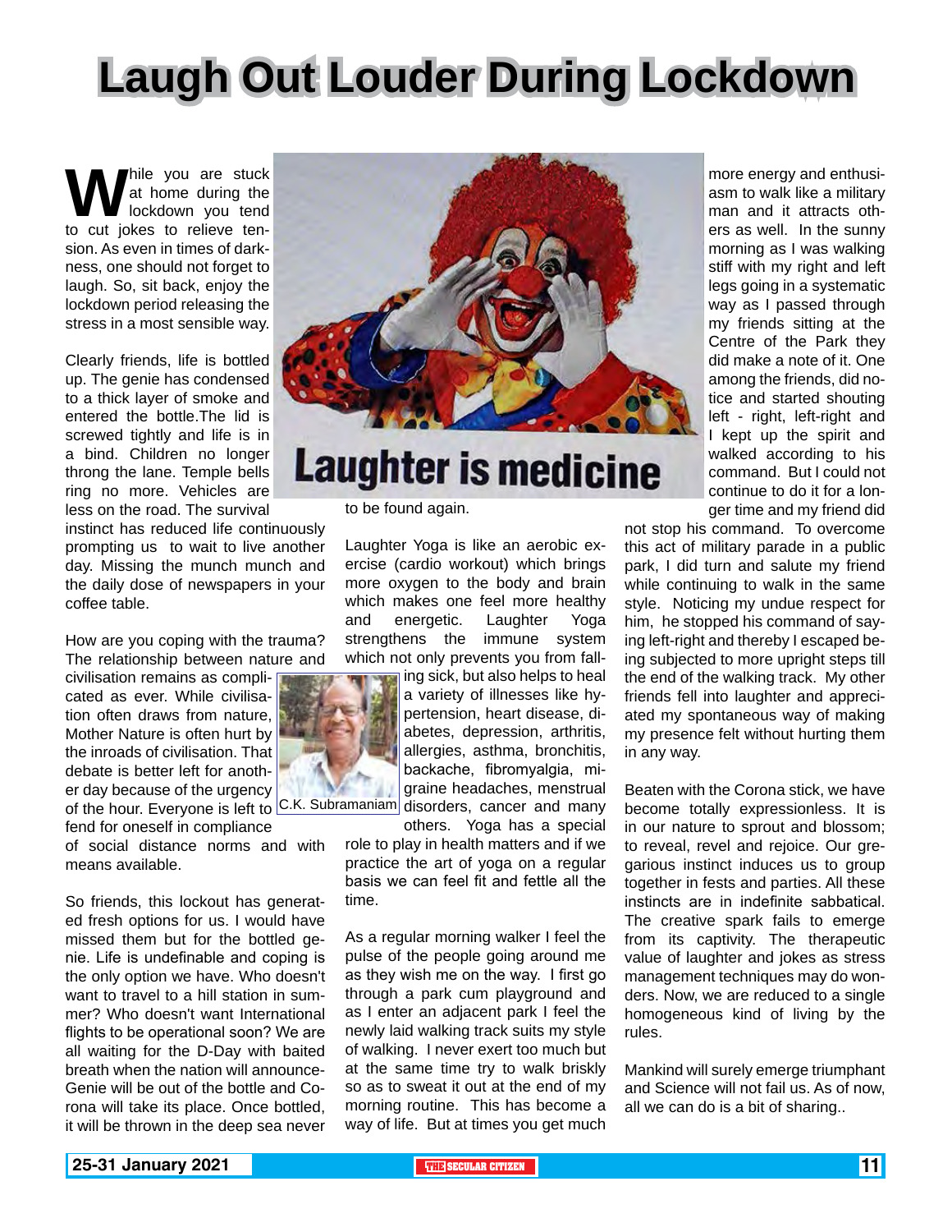# Laugh Out Louder During Lockdown

While you are stuck at home during the lockdown you tend to cut jokes to relieve tension. As even in times of darkness, one should not forget to laugh. So, sit back, enjoy the lockdown period releasing the stress in a most sensible way.

Laughter is medicine

Clearly friends, life is bottled up. The genie has condensed to a thick layer of smoke and entered the bottle.The lid is screwed tightly and life is in a bind. Children no longer throng the lane. Temple bells ring no more. Vehicles are less on the road. The survival instinct has reduced life continuously prompting us to wait to live another day. Missing the munch munch and the daily dose of newspapers in your coffee table.

How are you coping with the trauma? The relationship between nature and civilisation remains as complicated as ever. While civilisation often draws from nature, Mother Nature is often hurt by the inroads of civilisation. That debate is better left for another day because of the urgency of the hour. Everyone is left to fend for oneself in compliance of social distance norms and with means available.

C.K. Subramaniam

So friends, this lockout has generated fresh options for us. I would have missed them but for the bottled genie. Life is undefinable and coping is the only option we have. Who doesn't want to travel to a hill station in summer? Who doesn't want International flights to be operational soon? We are all waiting for the D-Day with baited breath when the nation will announce-Genie will be out of the bottle and Corona will take its place. Once bottled, it will be thrown in the deep sea never to be found again.

Laughter Yoga is like an aerobic exercise (cardio workout) which brings more oxygen to the body and brain which makes one feel more healthy and energetic. Laughter Yoga strengthens the immune system which not only prevents you from falling sick, but also helps to heal a variety of illnesses like hypertension, heart disease, diabetes, depression, arthritis, allergies, asthma, bronchitis, backache, fibromyalgia, migraine headaches, menstrual disorders, cancer and many others. Yoga has a special role to play in health matters and if we practice the art of yoga on a regular basis we can feel fit and fettle all the time.

As a regular morning walker I feel the pulse of the people going around me as they wish me on the way. I first go through a park cum playground and as I enter an adjacent park I feel the newly laid walking track suits my style of walking. I never exert too much but at the same time try to walk briskly so as to sweat it out at the end of my morning routine. This has become a way of life. But at times you get much more energy and enthusiasm to walk like a military man and it attracts others as well. In the sunny morning as I was walking stiff with my right and left legs going in a systematic way as I passed through my friends sitting at the Centre of the Park they did make a note of it. One among the friends, did notice and started shouting left - right, left-right and I kept up the spirit and walked according to his command. But I could not continue to do it for a longer time and my friend did not stop his command. To overcome this act of military parade in a public park, I did turn and salute my friend while continuing to walk in the same style. Noticing my undue respect for him, he stopped his command of saying left-right and thereby I escaped being subjected to more upright steps till the end of the walking track. My other friends fell into laughter and appreciated my spontaneous way of making my presence felt without hurting them in any way.

Beaten with the Corona stick, we have become totally expressionless. It is in our nature to sprout and blossom; to reveal, revel and rejoice. Our gregarious instinct induces us to group together in fests and parties. All these instincts are in indefinite sabbatical. The creative spark fails to emerge from its captivity. The therapeutic value of laughter and jokes as stress management techniques may do wonders. Now, we are reduced to a single homogeneous kind of living by the rules.

Mankind will surely emerge triumphant and Science will not fail us. As of now, all we can do is a bit of sharing..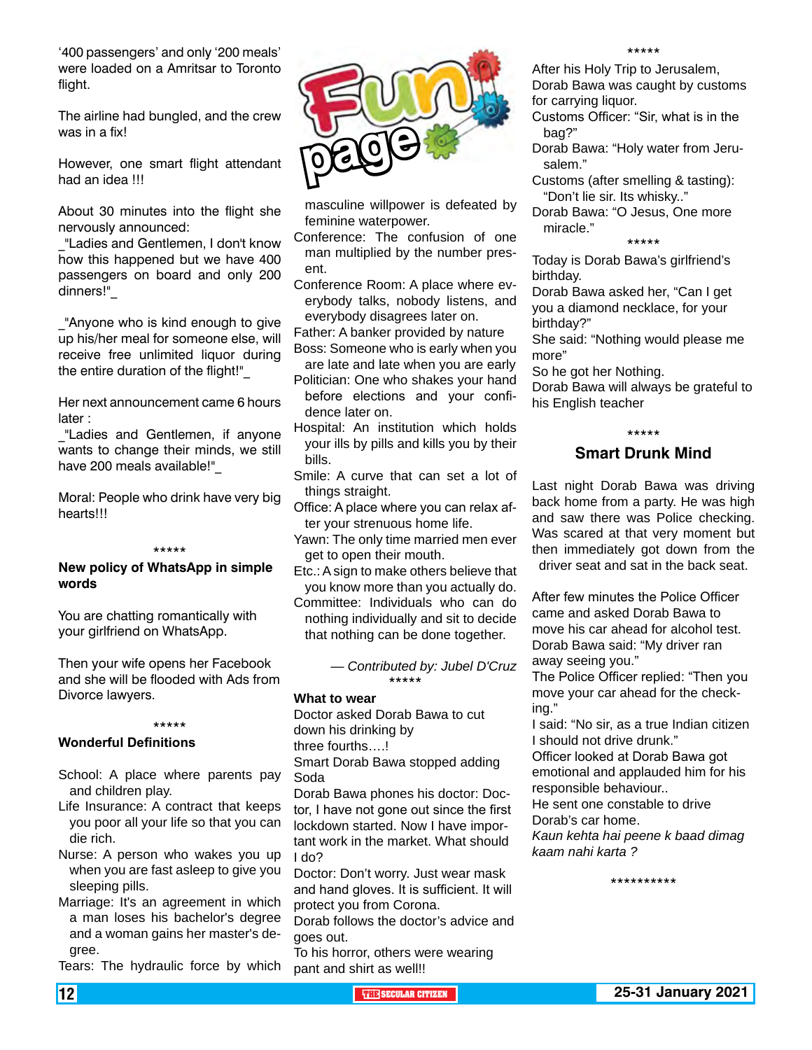'400 passengers' and only '200 meals' were loaded on a Amritsar to Toronto flight.

The airline had bungled, and the crew was in a fix!

However, one smart flight attendant had an idea !!!

About 30 minutes into the flight she nervously announced:

_"Ladies and Gentlemen, I don't know how this happened but we have 400 passengers on board and only 200 dinners!"_

_"Anyone who is kind enough to give up his/her meal for someone else, will receive free unlimited liquor during the entire duration of the flight!"_

Her next announcement came 6 hours later :

_"Ladies and Gentlemen, if anyone wants to change their minds, we still have 200 meals available!"_

Moral: People who drink have very big hearts!!!

*****

**New policy of WhatsApp in simple words**

You are chatting romantically with your girlfriend on WhatsApp.

Then your wife opens her Facebook and she will be flooded with Ads from Divorce lawyers.

*****

**Wonderful Definitions**

School: A place where parents pay and children play.

Life Insurance: A contract that keeps you poor all your life so that you can die rich.

Nurse: A person who wakes you up when you are fast asleep to give you sleeping pills.

Marriage: It's an agreement in which a man loses his bachelor's degree and a woman gains her master's degree.

Tears: The hydraulic force by which masculine willpower is defeated by feminine waterpower.

Conference: The confusion of one man multiplied by the number present.

Conference Room: A place where everybody talks, nobody listens, and everybody disagrees later on.

Father: A banker provided by nature

Boss: Someone who is early when you are late and late when you are early

Politician: One who shakes your hand before elections and your confidence later on.

Hospital: An institution which holds your ills by pills and kills you by their bills.

Smile: A curve that can set a lot of things straight.

Office: A place where you can relax after your strenuous home life.

Yawn: The only time married men ever get to open their mouth.

Etc.: A sign to make others believe that you know more than you actually do.

Committee: Individuals who can do nothing individually and sit to decide that nothing can be done together.

*— Contributed by: Jubel D'Cruz*

*****

**What to wear**

Doctor asked Dorab Bawa to cut down his drinking by three fourths….!

Smart Dorab Bawa stopped adding Soda

Dorab Bawa phones his doctor: Doctor, I have not gone out since the first lockdown started. Now I have important work in the market. What should I do?

Doctor: Don't worry. Just wear mask and hand gloves. It is sufficient. It will protect you from Corona.

Dorab follows the doctor's advice and goes out.

To his horror, others were wearing pant and shirt as well!!

*****

After his Holy Trip to Jerusalem, Dorab Bawa was caught by customs for carrying liquor.

Customs Officer: "Sir, what is in the bag?"

Dorab Bawa: "Holy water from Jerusalem."

Customs (after smelling & tasting): "Don't lie sir. Its whisky.."

Dorab Bawa: "O Jesus, One more miracle."

*****

Today is Dorab Bawa's girlfriend's birthday.

Dorab Bawa asked her, "Can I get you a diamond necklace, for your birthday?"

She said: "Nothing would please me more"

So he got her Nothing.

Dorab Bawa will always be grateful to his English teacher

*****

**Smart Drunk Mind**

Last night Dorab Bawa was driving back home from a party. He was high and saw there was Police checking. Was scared at that very moment but then immediately got down from the driver seat and sat in the back seat.

After few minutes the Police Officer came and asked Dorab Bawa to move his car ahead for alcohol test.

Dorab Bawa said: "My driver ran away seeing you."

The Police Officer replied: "Then you move your car ahead for the checking."

I said: "No sir, as a true Indian citizen I should not drive drunk."

Officer looked at Dorab Bawa got emotional and applauded him for his responsible behaviour..

He sent one constable to drive Dorab's car home.

*Kaun kehta hai peene k baad dimag kaam nahi karta ?*

**********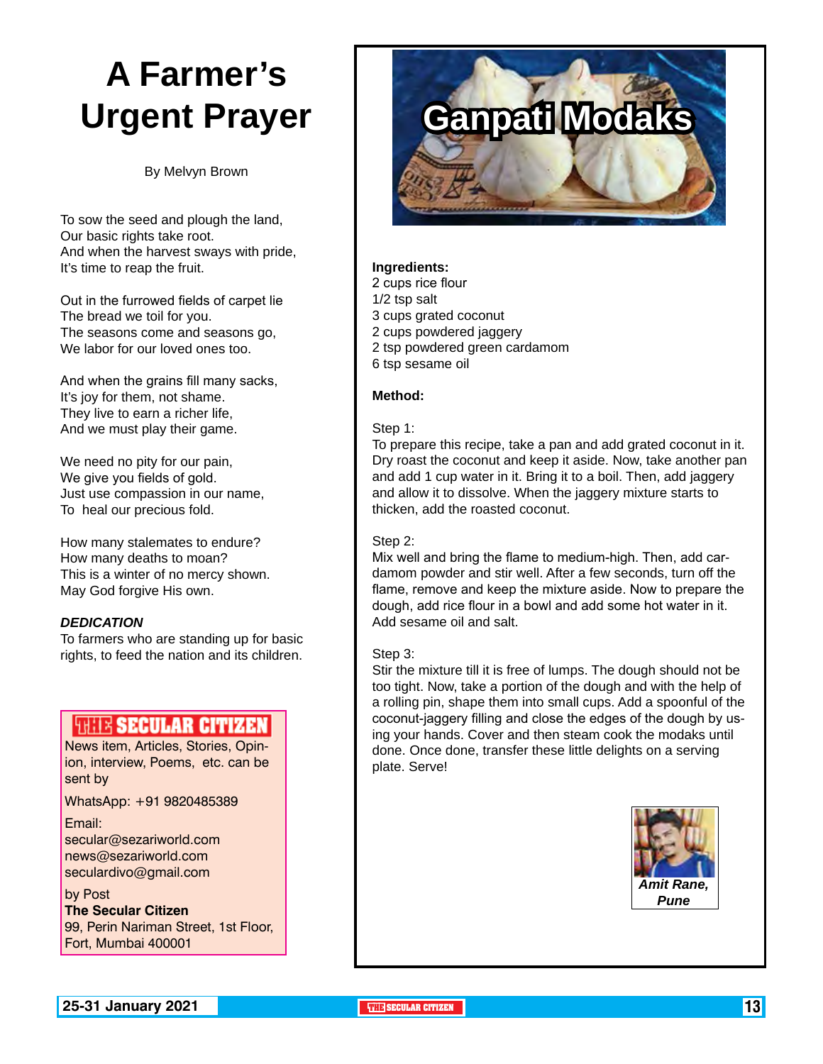# A Farmer's Urgent Prayer

By Melvyn Brown

To sow the seed and plough the land,
Our basic rights take root.
And when the harvest sways with pride,
It's time to reap the fruit.

Out in the furrowed fields of carpet lie
The bread we toil for you.
The seasons come and seasons go,
We labor for our loved ones too.

And when the grains fill many sacks,
It's joy for them, not shame.
They live to earn a richer life,
And we must play their game.

We need no pity for our pain,
We give you fields of gold.
Just use compassion in our name,
To heal our precious fold.

How many stalemates to endure?
How many deaths to moan?
This is a winter of no mercy shown.
May God forgive His own.

***DEDICATION***

To farmers who are standing up for basic rights, to feed the nation and its children.

**THE SECULAR CITIZEN**

News item, Articles, Stories, Opinion, interview, Poems, etc. can be sent by

WhatsApp: +91 9820485389

Email:
secular@sezariworld.com
news@sezariworld.com
seculardivo@gmail.com

by Post
**The Secular Citizen**
99, Perin Nariman Street, 1st Floor,
Fort, Mumbai 400001

# Ganpati Modaks

**Ingredients:**
2 cups rice flour
1/2 tsp salt
3 cups grated coconut
2 cups powdered jaggery
2 tsp powdered green cardamom
6 tsp sesame oil

**Method:**

Step 1:
To prepare this recipe, take a pan and add grated coconut in it. Dry roast the coconut and keep it aside. Now, take another pan and add 1 cup water in it. Bring it to a boil. Then, add jaggery and allow it to dissolve. When the jaggery mixture starts to thicken, add the roasted coconut.

Step 2:
Mix well and bring the flame to medium-high. Then, add cardamom powder and stir well. After a few seconds, turn off the flame, remove and keep the mixture aside. Now to prepare the dough, add rice flour in a bowl and add some hot water in it. Add sesame oil and salt.

Step 3:
Stir the mixture till it is free of lumps. The dough should not be too tight. Now, take a portion of the dough and with the help of a rolling pin, shape them into small cups. Add a spoonful of the coconut-jaggery filling and close the edges of the dough by using your hands. Cover and then steam cook the modaks until done. Once done, transfer these little delights on a serving plate. Serve!

***Amit Rane, Pune***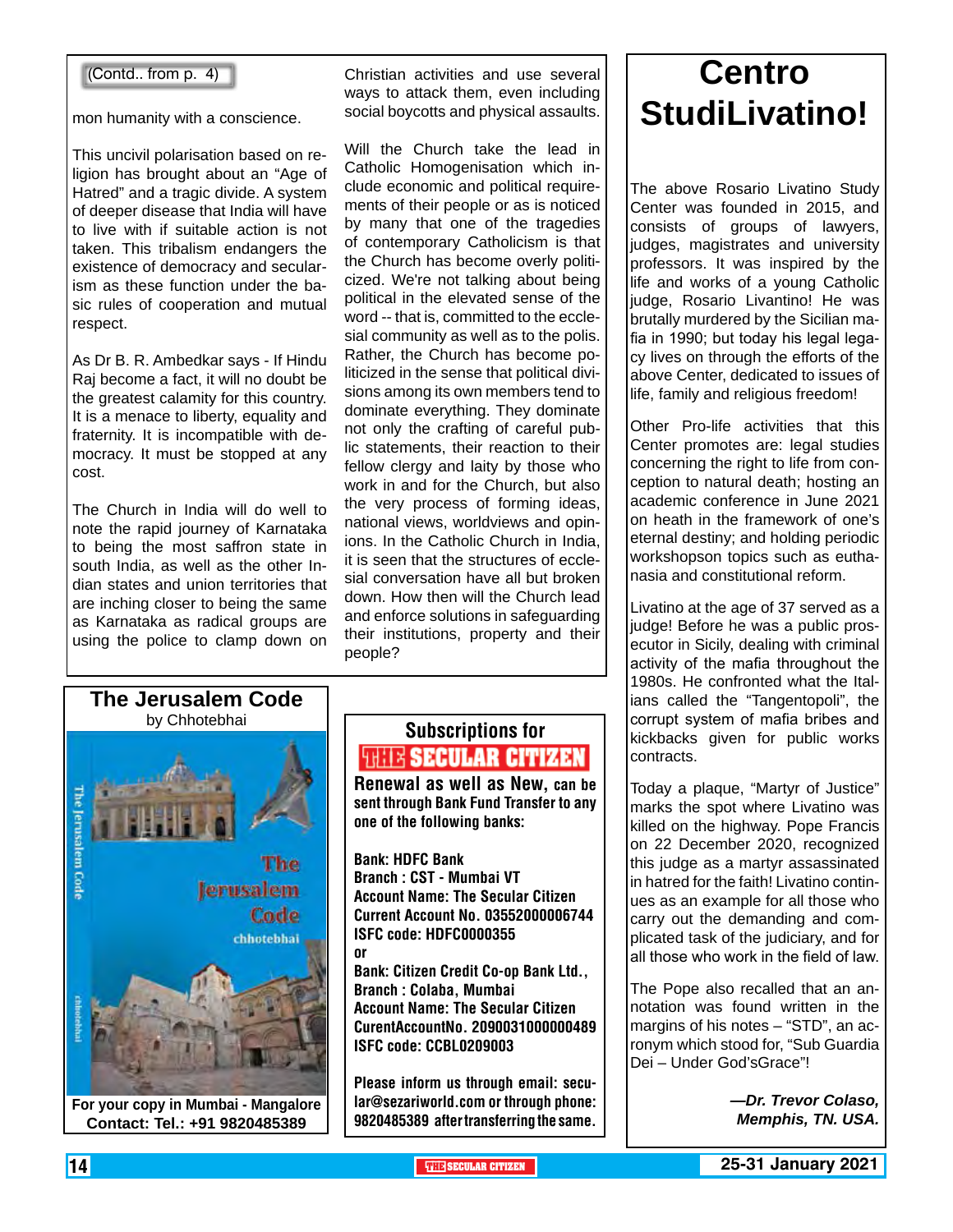(Contd.. from p. 4)

mon humanity with a conscience.

This uncivil polarisation based on religion has brought about an "Age of Hatred" and a tragic divide. A system of deeper disease that India will have to live with if suitable action is not taken. This tribalism endangers the existence of democracy and secularism as these function under the basic rules of cooperation and mutual respect.

As Dr B. R. Ambedkar says - If Hindu Raj become a fact, it will no doubt be the greatest calamity for this country. It is a menace to liberty, equality and fraternity. It is incompatible with democracy. It must be stopped at any cost.

The Church in India will do well to note the rapid journey of Karnataka to being the most saffron state in south India, as well as the other Indian states and union territories that are inching closer to being the same as Karnataka as radical groups are using the police to clamp down on Christian activities and use several ways to attack them, even including social boycotts and physical assaults.

Will the Church take the lead in Catholic Homogenisation which include economic and political requirements of their people or as is noticed by many that one of the tragedies of contemporary Catholicism is that the Church has become overly politicized. We're not talking about being political in the elevated sense of the word -- that is, committed to the ecclesial community as well as to the polis. Rather, the Church has become politicized in the sense that political divisions among its own members tend to dominate everything. They dominate not only the crafting of careful public statements, their reaction to their fellow clergy and laity by those who work in and for the Church, but also the very process of forming ideas, national views, worldviews and opinions. In the Catholic Church in India, it is seen that the structures of ecclesial conversation have all but broken down. How then will the Church lead and enforce solutions in safeguarding their institutions, property and their people?

## The Jerusalem Code

by Chhotebhai

For your copy in Mumbai - Mangalore
Contact: Tel.: +91 9820485389

## Subscriptions for THE SECULAR CITIZEN

**Renewal as well as New, can be sent through Bank Fund Transfer to any one of the following banks:**

**Bank: HDFC Bank**
**Branch : CST - Mumbai VT**
**Account Name: The Secular Citizen**
**Current Account No. 03552000006744**
**ISFC code: HDFC0000355**
**or**
**Bank: Citizen Credit Co-op Bank Ltd.,**
**Branch : Colaba, Mumbai**
**Account Name: The Secular Citizen**
**CurentAccountNo. 2090031000000489**
**ISFC code: CCBL0209003**

**Please inform us through email: secular@sezariworld.com or through phone: 9820485389 after transferring the same.**

# Centro StudiLivatino!

The above Rosario Livatino Study Center was founded in 2015, and consists of groups of lawyers, judges, magistrates and university professors. It was inspired by the life and works of a young Catholic judge, Rosario Livantino! He was brutally murdered by the Sicilian mafia in 1990; but today his legal legacy lives on through the efforts of the above Center, dedicated to issues of life, family and religious freedom!

Other Pro-life activities that this Center promotes are: legal studies concerning the right to life from conception to natural death; hosting an academic conference in June 2021 on heath in the framework of one's eternal destiny; and holding periodic workshopson topics such as euthanasia and constitutional reform.

Livatino at the age of 37 served as a judge! Before he was a public prosecutor in Sicily, dealing with criminal activity of the mafia throughout the 1980s. He confronted what the Italians called the "Tangentopoli", the corrupt system of mafia bribes and kickbacks given for public works contracts.

Today a plaque, "Martyr of Justice" marks the spot where Livatino was killed on the highway. Pope Francis on 22 December 2020, recognized this judge as a martyr assassinated in hatred for the faith! Livatino continues as an example for all those who carry out the demanding and complicated task of the judiciary, and for all those who work in the field of law.

The Pope also recalled that an annotation was found written in the margins of his notes – "STD", an acronym which stood for, "Sub Guardia Dei – Under God'sGrace"!

***—Dr. Trevor Colaso, Memphis, TN. USA.***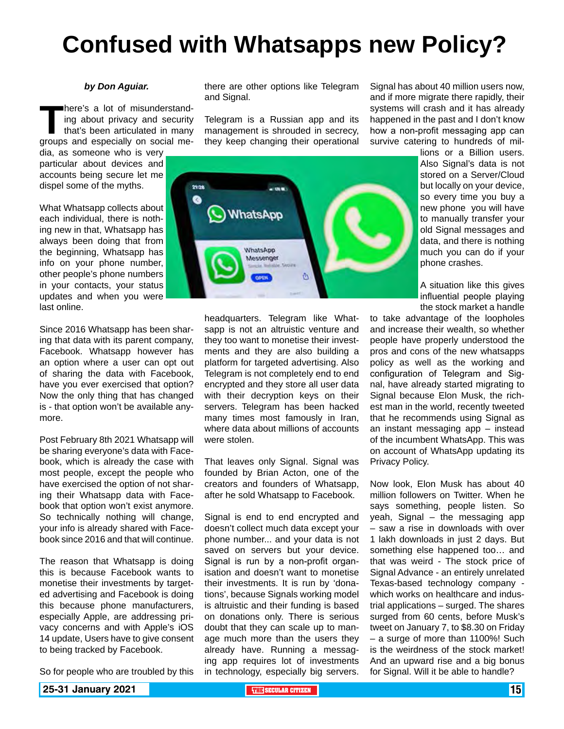# Confused with Whatsapps new Policy?

***by Don Aguiar.***

There's a lot of misunderstanding about privacy and security that's been articulated in many groups and especially on social media, as someone who is very particular about devices and accounts being secure let me dispel some of the myths.

What Whatsapp collects about each individual, there is nothing new in that, Whatsapp has always been doing that from the beginning, Whatsapp has info on your phone number, other people's phone numbers in your contacts, your status updates and when you were last online.

Since 2016 Whatsapp has been sharing that data with its parent company, Facebook. Whatsapp however has an option where a user can opt out of sharing the data with Facebook, have you ever exercised that option? Now the only thing that has changed is - that option won't be available anymore.

Post February 8th 2021 Whatsapp will be sharing everyone's data with Facebook, which is already the case with most people, except the people who have exercised the option of not sharing their Whatsapp data with Facebook that option won't exist anymore. So technically nothing will change, your info is already shared with Facebook since 2016 and that will continue.

The reason that Whatsapp is doing this is because Facebook wants to monetise their investments by targeted advertising and Facebook is doing this because phone manufacturers, especially Apple, are addressing privacy concerns and with Apple's iOS 14 update, Users have to give consent to being tracked by Facebook.

So for people who are troubled by this there are other options like Telegram and Signal.

Telegram is a Russian app and its management is shrouded in secrecy, they keep changing their operational headquarters. Telegram like Whatsapp is not an altruistic venture and they too want to monetise their investments and they are also building a platform for targeted advertising. Also Telegram is not completely end to end encrypted and they store all user data with their decryption keys on their servers. Telegram has been hacked many times most famously in Iran, where data about millions of accounts were stolen.

That leaves only Signal. Signal was founded by Brian Acton, one of the creators and founders of Whatsapp, after he sold Whatsapp to Facebook.

Signal is end to end encrypted and doesn't collect much data except your phone number... and your data is not saved on servers but your device. Signal is run by a non-profit organisation and doesn't want to monetise their investments. It is run by 'donations', because Signals working model is altruistic and their funding is based on donations only. There is serious doubt that they can scale up to manage much more than the users they already have. Running a messaging app requires lot of investments in technology, especially big servers. Signal has about 40 million users now, and if more migrate there rapidly, their systems will crash and it has already happened in the past and I don't know how a non-profit messaging app can survive catering to hundreds of millions or a Billion users. Also Signal's data is not stored on a Server/Cloud but locally on your device, so every time you buy a new phone you will have to manually transfer your old Signal messages and data, and there is nothing much you can do if your phone crashes.

A situation like this gives influential people playing the stock market a handle to take advantage of the loopholes and increase their wealth, so whether people have properly understood the pros and cons of the new whatsapps policy as well as the working and configuration of Telegram and Signal, have already started migrating to Signal because Elon Musk, the richest man in the world, recently tweeted that he recommends using Signal as an instant messaging app – instead of the incumbent WhatsApp. This was on account of WhatsApp updating its Privacy Policy.

Now look, Elon Musk has about 40 million followers on Twitter. When he says something, people listen. So yeah, Signal – the messaging app – saw a rise in downloads with over 1 lakh downloads in just 2 days. But something else happened too… and that was weird - The stock price of Signal Advance - an entirely unrelated Texas-based technology company - which works on healthcare and industrial applications – surged. The shares surged from 60 cents, before Musk's tweet on January 7, to $8.30 on Friday – a surge of more than 1100%! Such is the weirdness of the stock market! And an upward rise and a big bonus for Signal. Will it be able to handle?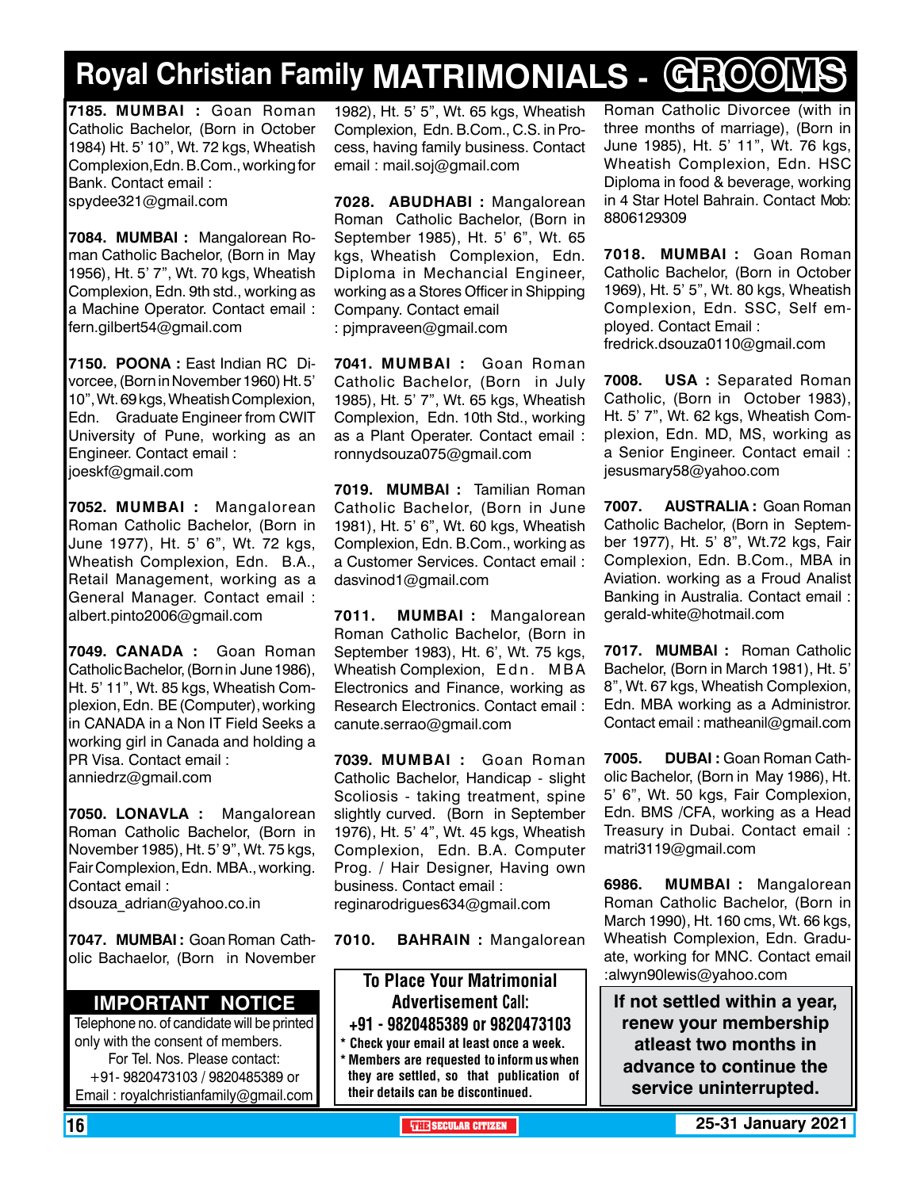# Royal Christian Family MATRIMONIALS - GROOMS

**7185. MUMBAI :** Goan Roman Catholic Bachelor, (Born in October 1984) Ht. 5' 10", Wt. 72 kgs, Wheatish Complexion, Edn. B.Com., working for Bank. Contact email : spydee321@gmail.com

**7084. MUMBAI :** Mangalorean Roman Catholic Bachelor, (Born in May 1956), Ht. 5' 7", Wt. 70 kgs, Wheatish Complexion, Edn. 9th std., working as a Machine Operator. Contact email : fern.gilbert54@gmail.com

**7150. POONA :** East Indian RC Divorcee, (Born in November 1960) Ht. 5' 10", Wt. 69 kgs, Wheatish Complexion, Edn. Graduate Engineer from CWIT University of Pune, working as an Engineer. Contact email : joeskf@gmail.com

**7052. MUMBAI :** Mangalorean Roman Catholic Bachelor, (Born in June 1977), Ht. 5' 6", Wt. 72 kgs, Wheatish Complexion, Edn. B.A., Retail Management, working as a General Manager. Contact email : albert.pinto2006@gmail.com

**7049. CANADA :** Goan Roman Catholic Bachelor, (Born in June 1986), Ht. 5' 11", Wt. 85 kgs, Wheatish Complexion, Edn. BE (Computer), working in CANADA in a Non IT Field Seeks a working girl in Canada and holding a PR Visa. Contact email : anniedrz@gmail.com

**7050. LONAVLA :** Mangalorean Roman Catholic Bachelor, (Born in November 1985), Ht. 5' 9", Wt. 75 kgs, Fair Complexion, Edn. MBA., working. Contact email : dsouza_adrian@yahoo.co.in

**7047. MUMBAI :** Goan Roman Catholic Bachaelor, (Born in November 1982), Ht. 5' 5", Wt. 65 kgs, Wheatish Complexion, Edn. B.Com., C.S. in Process, having family business. Contact email : mail.soj@gmail.com

**7028. ABUDHABI :** Mangalorean Roman Catholic Bachelor, (Born in September 1985), Ht. 5' 6", Wt. 65 kgs, Wheatish Complexion, Edn. Diploma in Mechancial Engineer, working as a Stores Officer in Shipping Company. Contact email : pjmpraveen@gmail.com

**7041. MUMBAI :** Goan Roman Catholic Bachelor, (Born in July 1985), Ht. 5' 7", Wt. 65 kgs, Wheatish Complexion, Edn. 10th Std., working as a Plant Operater. Contact email : ronnydsouza075@gmail.com

**7019. MUMBAI :** Tamilian Roman Catholic Bachelor, (Born in June 1981), Ht. 5' 6", Wt. 60 kgs, Wheatish Complexion, Edn. B.Com., working as a Customer Services. Contact email : dasvinod1@gmail.com

**7011. MUMBAI :** Mangalorean Roman Catholic Bachelor, (Born in September 1983), Ht. 6', Wt. 75 kgs, Wheatish Complexion, Edn. MBA Electronics and Finance, working as Research Electronics. Contact email : canute.serrao@gmail.com

**7039. MUMBAI :** Goan Roman Catholic Bachelor, Handicap - slight Scoliosis - taking treatment, spine slightly curved. (Born in September 1976), Ht. 5' 4", Wt. 45 kgs, Wheatish Complexion, Edn. B.A. Computer Prog. / Hair Designer, Having own business. Contact email : reginarodrigues634@gmail.com

**7010. BAHRAIN :** Mangalorean Roman Catholic Divorcee (with in three months of marriage), (Born in June 1985), Ht. 5' 11", Wt. 76 kgs, Wheatish Complexion, Edn. HSC Diploma in food & beverage, working in 4 Star Hotel Bahrain. Contact Mob: 8806129309

**7018. MUMBAI :** Goan Roman Catholic Bachelor, (Born in October 1969), Ht. 5' 5", Wt. 80 kgs, Wheatish Complexion, Edn. SSC, Self employed. Contact Email : fredrick.dsouza0110@gmail.com

**7008. USA :** Separated Roman Catholic, (Born in October 1983), Ht. 5' 7", Wt. 62 kgs, Wheatish Complexion, Edn. MD, MS, working as a Senior Engineer. Contact email : jesusmary58@yahoo.com

**7007. AUSTRALIA :** Goan Roman Catholic Bachelor, (Born in September 1977), Ht. 5' 8", Wt.72 kgs, Fair Complexion, Edn. B.Com., MBA in Aviation. working as a Froud Analist Banking in Australia. Contact email : gerald-white@hotmail.com

**7017. MUMBAI :** Roman Catholic Bachelor, (Born in March 1981), Ht. 5' 8", Wt. 67 kgs, Wheatish Complexion, Edn. MBA working as a Administror. Contact email : matheanil@gmail.com

**7005. DUBAI :** Goan Roman Catholic Bachelor, (Born in May 1986), Ht. 5' 6", Wt. 50 kgs, Fair Complexion, Edn. BMS /CFA, working as a Head Treasury in Dubai. Contact email : matri3119@gmail.com

**6986. MUMBAI :** Mangalorean Roman Catholic Bachelor, (Born in March 1990), Ht. 160 cms, Wt. 66 kgs, Wheatish Complexion, Edn. Graduate, working for MNC. Contact email :alwyn90lewis@yahoo.com

## IMPORTANT NOTICE

Telephone no. of candidate will be printed only with the consent of members.
For Tel. Nos. Please contact:
+91- 9820473103 / 9820485389 or
Email : royalchristianfamily@gmail.com

**To Place Your Matrimonial Advertisement Call:**
**+91 - 9820485389 or 9820473103**

- \* Check your email at least once a week.
- \* Members are requested to inform us when they are settled, so that publication of their details can be discontinued.

**If not settled within a year, renew your membership atleast two months in advance to continue the service uninterrupted.**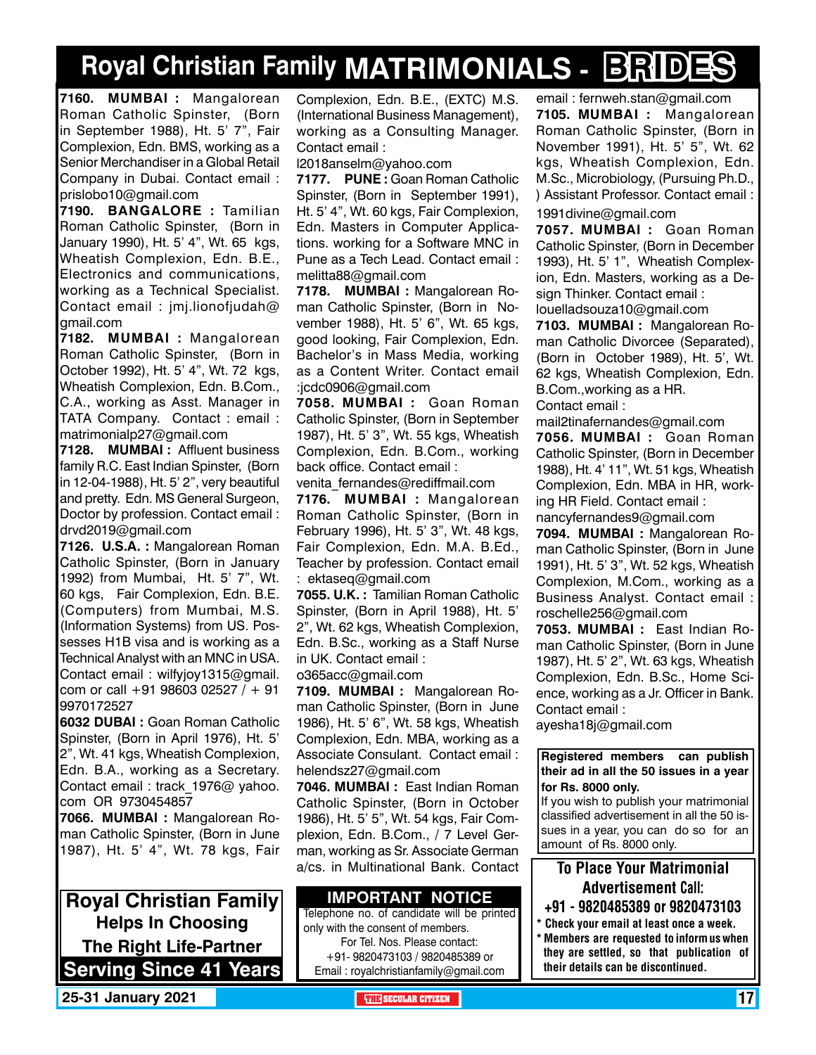# Royal Christian Family MATRIMONIALS - BRIDES

**7160. MUMBAI :** Mangalorean Roman Catholic Spinster, (Born in September 1988), Ht. 5' 7", Fair Complexion, Edn. BMS, working as a Senior Merchandiser in a Global Retail Company in Dubai. Contact email : prislobo10@gmail.com

**7190. BANGALORE :** Tamilian Roman Catholic Spinster, (Born in January 1990), Ht. 5' 4", Wt. 65 kgs, Wheatish Complexion, Edn. B.E., Electronics and communications, working as a Technical Specialist. Contact email : jmj.lionofjudah@gmail.com

**7182. MUMBAI :** Mangalorean Roman Catholic Spinster, (Born in October 1992), Ht. 5' 4", Wt. 72 kgs, Wheatish Complexion, Edn. B.Com., C.A., working as Asst. Manager in TATA Company. Contact : email : matrimonialp27@gmail.com

**7128. MUMBAI :** Affluent business family R.C. East Indian Spinster, (Born in 12-04-1988), Ht. 5' 2", very beautiful and pretty. Edn. MS General Surgeon, Doctor by profession. Contact email : drvd2019@gmail.com

**7126. U.S.A. :** Mangalorean Roman Catholic Spinster, (Born in January 1992) from Mumbai, Ht. 5' 7", Wt. 60 kgs, Fair Complexion, Edn. B.E. (Computers) from Mumbai, M.S. (Information Systems) from US. Possesses H1B visa and is working as a Technical Analyst with an MNC in USA. Contact email : wilfyjoy1315@gmail.com or call +91 98603 02527 / + 91 9970172527

**6032 DUBAI :** Goan Roman Catholic Spinster, (Born in April 1976), Ht. 5' 2", Wt. 41 kgs, Wheatish Complexion, Edn. B.A., working as a Secretary. Contact email : track_1976@ yahoo.com OR 9730454857

**7066. MUMBAI :** Mangalorean Roman Catholic Spinster, (Born in June 1987), Ht. 5' 4", Wt. 78 kgs, Fair Complexion, Edn. B.E., (EXTC) M.S. (International Business Management), working as a Consulting Manager. Contact email : l2018anselm@yahoo.com

**7177. PUNE :** Goan Roman Catholic Spinster, (Born in September 1991), Ht. 5' 4", Wt. 60 kgs, Fair Complexion, Edn. Masters in Computer Applications. working for a Software MNC in Pune as a Tech Lead. Contact email : melitta88@gmail.com

**7178. MUMBAI :** Mangalorean Roman Catholic Spinster, (Born in November 1988), Ht. 5' 6", Wt. 65 kgs, good looking, Fair Complexion, Edn. Bachelor's in Mass Media, working as a Content Writer. Contact email :jcdc0906@gmail.com

**7058. MUMBAI :** Goan Roman Catholic Spinster, (Born in September 1987), Ht. 5' 3", Wt. 55 kgs, Wheatish Complexion, Edn. B.Com., working back office. Contact email : venita_fernandes@rediffmail.com

**7176. MUMBAI :** Mangalorean Roman Catholic Spinster, (Born in February 1996), Ht. 5' 3", Wt. 48 kgs, Fair Complexion, Edn. M.A. B.Ed., Teacher by profession. Contact email : ektaseq@gmail.com

**7055. U.K. :** Tamilian Roman Catholic Spinster, (Born in April 1988), Ht. 5' 2", Wt. 62 kgs, Wheatish Complexion, Edn. B.Sc., working as a Staff Nurse in UK. Contact email : o365acc@gmail.com

**7109. MUMBAI :** Mangalorean Roman Catholic Spinster, (Born in June 1986), Ht. 5' 6", Wt. 58 kgs, Wheatish Complexion, Edn. MBA, working as a Associate Consulant. Contact email : helendsz27@gmail.com

**7046. MUMBAI :** East Indian Roman Catholic Spinster, (Born in October 1986), Ht. 5' 5", Wt. 54 kgs, Fair Complexion, Edn. B.Com., / 7 Level German, working as Sr. Associate German a/cs. in Multinational Bank. Contact email : fernweh.stan@gmail.com

**7105. MUMBAI :** Mangalorean Roman Catholic Spinster, (Born in November 1991), Ht. 5' 5", Wt. 62 kgs, Wheatish Complexion, Edn. M.Sc., Microbiology, (Pursuing Ph.D., ) Assistant Professor. Contact email : 1991divine@gmail.com

**7057. MUMBAI :** Goan Roman Catholic Spinster, (Born in December 1993), Ht. 5' 1", Wheatish Complexion, Edn. Masters, working as a Design Thinker. Contact email : louelladsouza10@gmail.com

**7103. MUMBAI :** Mangalorean Roman Catholic Divorcee (Separated), (Born in October 1989), Ht. 5', Wt. 62 kgs, Wheatish Complexion, Edn. B.Com.,working as a HR. Contact email : mail2tinafernandes@gmail.com

**7056. MUMBAI :** Goan Roman Catholic Spinster, (Born in December 1988), Ht. 4' 11", Wt. 51 kgs, Wheatish Complexion, Edn. MBA in HR, working HR Field. Contact email : nancyfernandes9@gmail.com

**7094. MUMBAI :** Mangalorean Roman Catholic Spinster, (Born in June 1991), Ht. 5' 3", Wt. 52 kgs, Wheatish Complexion, M.Com., working as a Business Analyst. Contact email : roschelle256@gmail.com

**7053. MUMBAI :** East Indian Roman Catholic Spinster, (Born in June 1987), Ht. 5' 2", Wt. 63 kgs, Wheatish Complexion, Edn. B.Sc., Home Science, working as a Jr. Officer in Bank. Contact email : ayesha18j@gmail.com

**Registered members can publish their ad in all the 50 issues in a year for Rs. 8000 only.**
If you wish to publish your matrimonial classified advertisement in all the 50 issues in a year, you can do so for an amount of Rs. 8000 only.

**To Place Your Matrimonial Advertisement Call: +91 - 9820485389 or 9820473103**

- **Check your email at least once a week.**
- **Members are requested to inform us when they are settled, so that publication of their details can be discontinued.**

**Royal Christian Family Helps In Choosing The Right Life-Partner**
**Serving Since 41 Years**

**IMPORTANT NOTICE**
Telephone no. of candidate will be printed only with the consent of members.
For Tel. Nos. Please contact:
+91- 9820473103 / 9820485389 or
Email : royalchristianfamily@gmail.com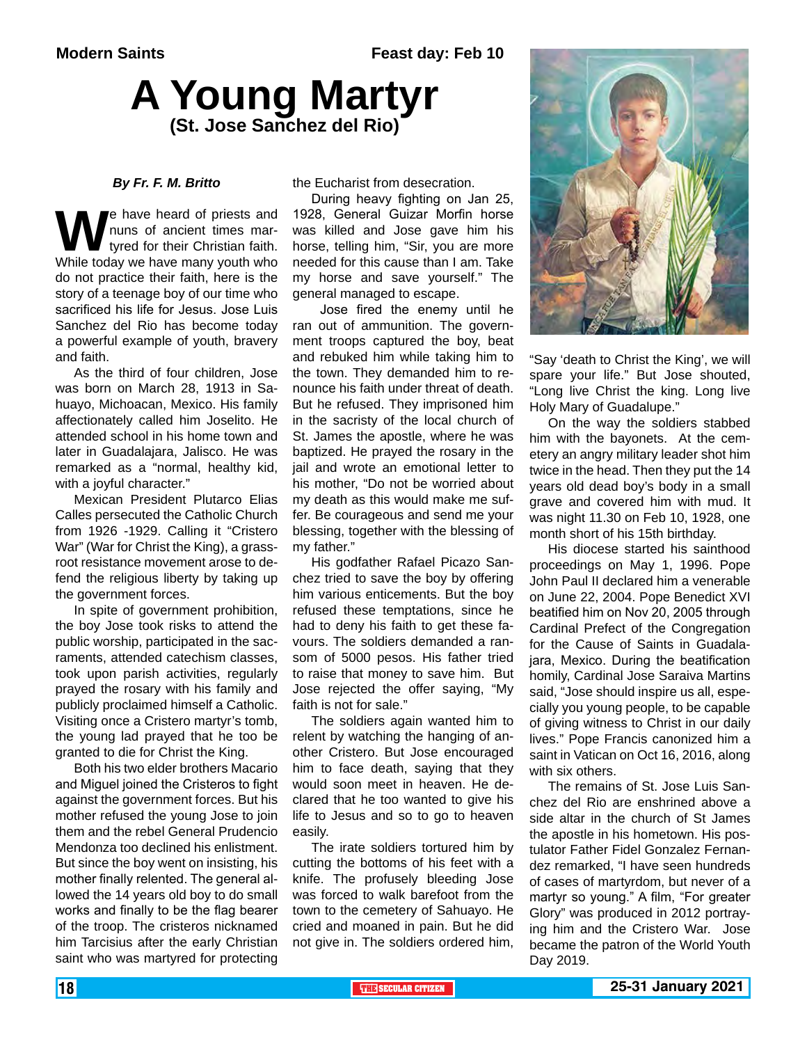Modern Saints

Feast day: Feb 10

# A Young Martyr

## (St. Jose Sanchez del Rio)

*By Fr. F. M. Britto*

We have heard of priests and nuns of ancient times martyred for their Christian faith. While today we have many youth who do not practice their faith, here is the story of a teenage boy of our time who sacrificed his life for Jesus. Jose Luis Sanchez del Rio has become today a powerful example of youth, bravery and faith.

As the third of four children, Jose was born on March 28, 1913 in Sahuayo, Michoacan, Mexico. His family affectionately called him Joselito. He attended school in his home town and later in Guadalajara, Jalisco. He was remarked as a "normal, healthy kid, with a joyful character."

Mexican President Plutarco Elias Calles persecuted the Catholic Church from 1926 -1929. Calling it "Cristero War" (War for Christ the King), a grassroot resistance movement arose to defend the religious liberty by taking up the government forces.

In spite of government prohibition, the boy Jose took risks to attend the public worship, participated in the sacraments, attended catechism classes, took upon parish activities, regularly prayed the rosary with his family and publicly proclaimed himself a Catholic. Visiting once a Cristero martyr's tomb, the young lad prayed that he too be granted to die for Christ the King.

Both his two elder brothers Macario and Miguel joined the Cristeros to fight against the government forces. But his mother refused the young Jose to join them and the rebel General Prudencio Mendonza too declined his enlistment. But since the boy went on insisting, his mother finally relented. The general allowed the 14 years old boy to do small works and finally to be the flag bearer of the troop. The cristeros nicknamed him Tarcisius after the early Christian saint who was martyred for protecting the Eucharist from desecration.

During heavy fighting on Jan 25, 1928, General Guizar Morfin horse was killed and Jose gave him his horse, telling him, "Sir, you are more needed for this cause than I am. Take my horse and save yourself." The general managed to escape.

Jose fired the enemy until he ran out of ammunition. The government troops captured the boy, beat and rebuked him while taking him to the town. They demanded him to renounce his faith under threat of death. But he refused. They imprisoned him in the sacristy of the local church of St. James the apostle, where he was baptized. He prayed the rosary in the jail and wrote an emotional letter to his mother, "Do not be worried about my death as this would make me suffer. Be courageous and send me your blessing, together with the blessing of my father."

His godfather Rafael Picazo Sanchez tried to save the boy by offering him various enticements. But the boy refused these temptations, since he had to deny his faith to get these favours. The soldiers demanded a ransom of 5000 pesos. His father tried to raise that money to save him. But Jose rejected the offer saying, "My faith is not for sale."

The soldiers again wanted him to relent by watching the hanging of another Cristero. But Jose encouraged him to face death, saying that they would soon meet in heaven. He declared that he too wanted to give his life to Jesus and so to go to heaven easily.

The irate soldiers tortured him by cutting the bottoms of his feet with a knife. The profusely bleeding Jose was forced to walk barefoot from the town to the cemetery of Sahuayo. He cried and moaned in pain. But he did not give in. The soldiers ordered him, "Say 'death to Christ the King', we will spare your life." But Jose shouted, "Long live Christ the king. Long live Holy Mary of Guadalupe."

On the way the soldiers stabbed him with the bayonets. At the cemetery an angry military leader shot him twice in the head. Then they put the 14 years old dead boy's body in a small grave and covered him with mud. It was night 11.30 on Feb 10, 1928, one month short of his 15th birthday.

His diocese started his sainthood proceedings on May 1, 1996. Pope John Paul II declared him a venerable on June 22, 2004. Pope Benedict XVI beatified him on Nov 20, 2005 through Cardinal Prefect of the Congregation for the Cause of Saints in Guadalajara, Mexico. During the beatification homily, Cardinal Jose Saraiva Martins said, "Jose should inspire us all, especially you young people, to be capable of giving witness to Christ in our daily lives." Pope Francis canonized him a saint in Vatican on Oct 16, 2016, along with six others.

The remains of St. Jose Luis Sanchez del Rio are enshrined above a side altar in the church of St James the apostle in his hometown. His postulator Father Fidel Gonzalez Fernandez remarked, "I have seen hundreds of cases of martyrdom, but never of a martyr so young." A film, "For greater Glory" was produced in 2012 portraying him and the Cristero War. Jose became the patron of the World Youth Day 2019.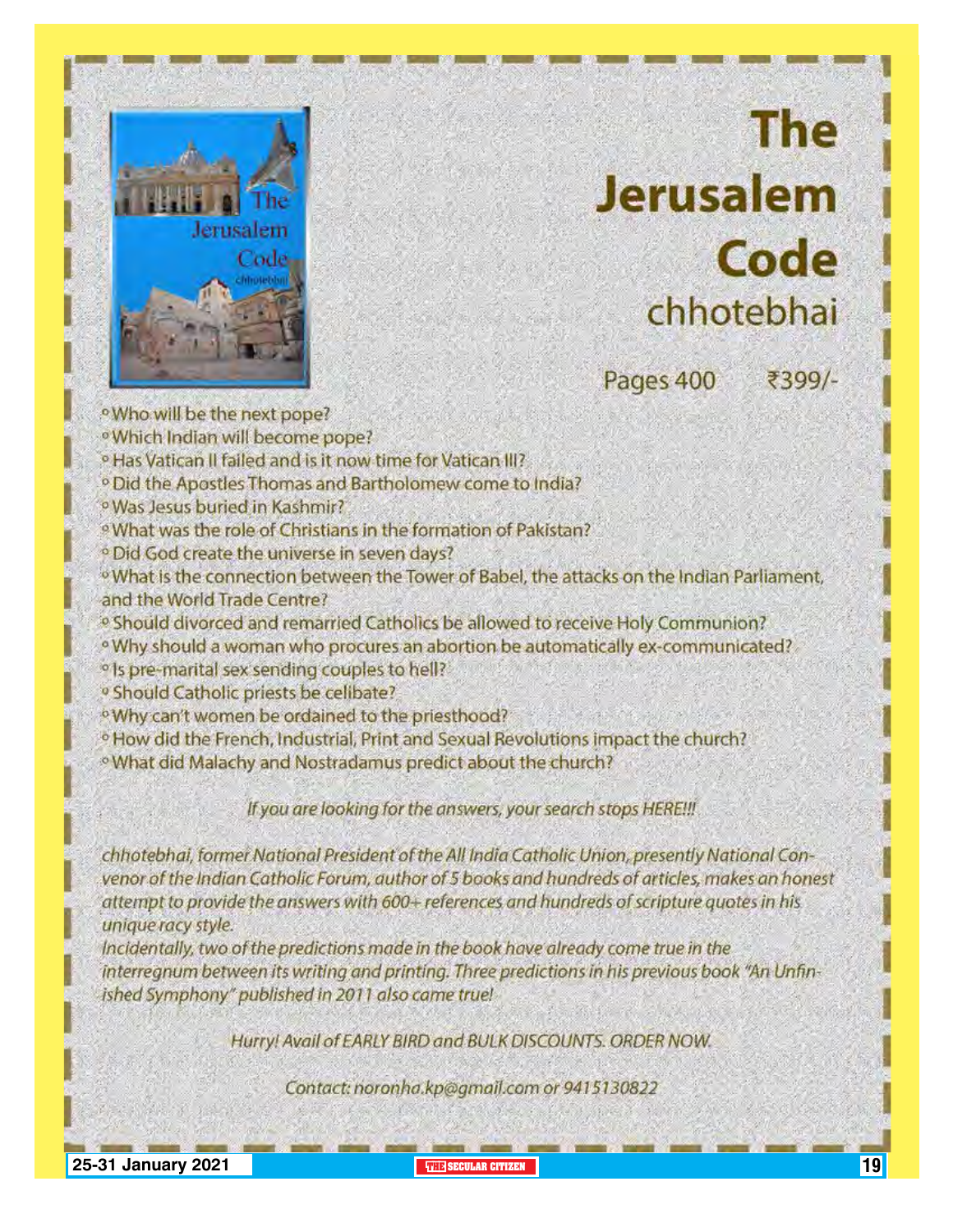# The Jerusalem Code

chhotebhai

Pages 400 ₹399/-

- Who will be the next pope?
- Which Indian will become pope?
- Has Vatican II failed and is it now time for Vatican III?
- Did the Apostles Thomas and Bartholomew come to India?
- Was Jesus buried in Kashmir?
- What was the role of Christians in the formation of Pakistan?
- Did God create the universe in seven days?
- What is the connection between the Tower of Babel, the attacks on the Indian Parliament, and the World Trade Centre?
- Should divorced and remarried Catholics be allowed to receive Holy Communion?
- Why should a woman who procures an abortion be automatically ex-communicated?
- Is pre-marital sex sending couples to hell?
- Should Catholic priests be celibate?
- Why can't women be ordained to the priesthood?
- How did the French, Industrial, Print and Sexual Revolutions impact the church?
- What did Malachy and Nostradamus predict about the church?

*If you are looking for the answers, your search stops HERE!!!*

*chhotebhai, former National President of the All India Catholic Union, presently National Convenor of the Indian Catholic Forum, author of 5 books and hundreds of articles, makes an honest attempt to provide the answers with 600+ references and hundreds of scripture quotes in his unique racy style.*

*Incidentally, two of the predictions made in the book have already come true in the interregnum between its writing and printing. Three predictions in his previous book "An Unfinished Symphony" published in 2011 also came true!*

*Hurry! Avail of EARLY BIRD and BULK DISCOUNTS. ORDER NOW.*

*Contact: noronha.kp@gmail.com or 9415130822*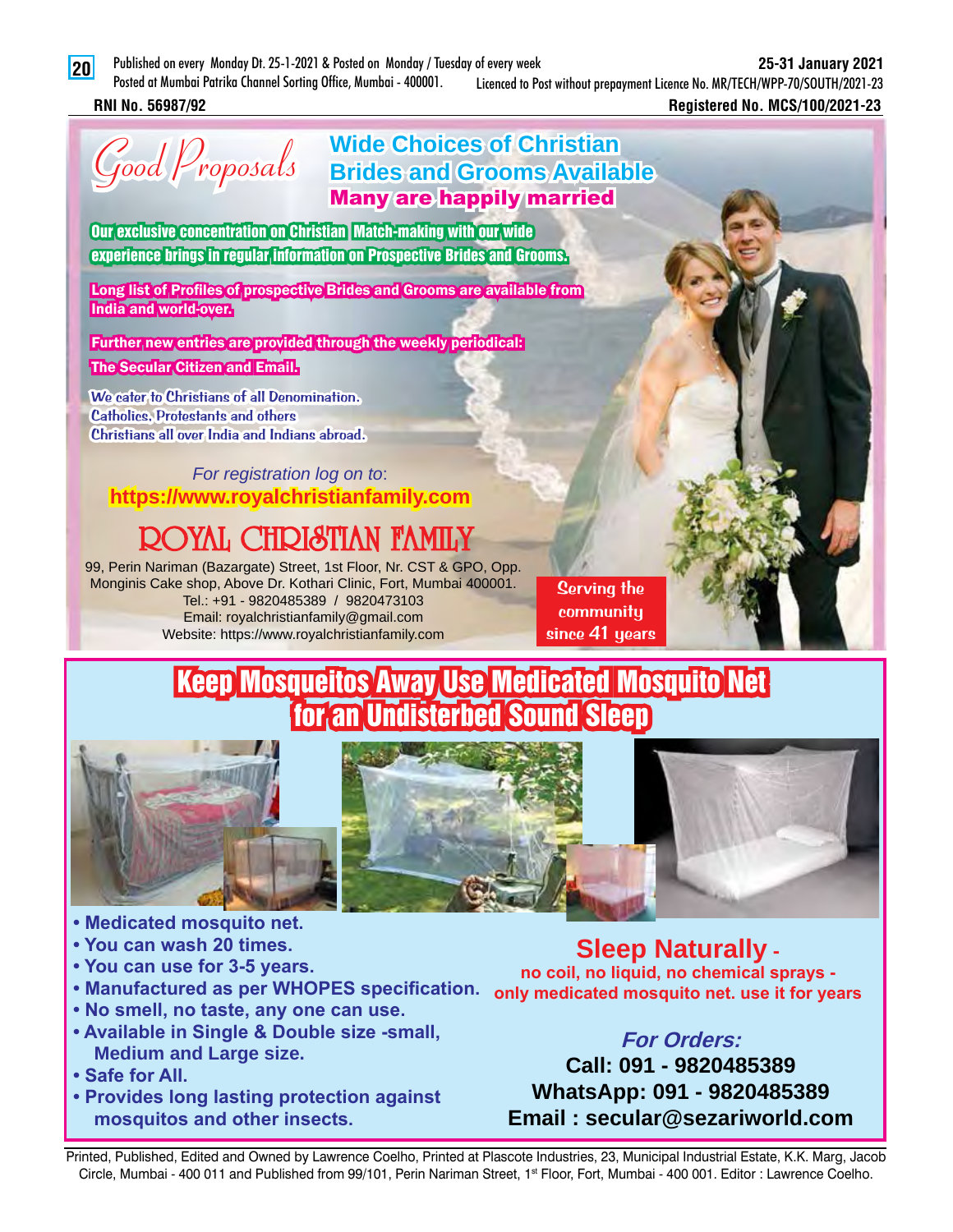Published on every Monday Dt. 25-1-2021 & Posted on Monday / Tuesday of every week
Posted at Mumbai Patrika Channel Sorting Office, Mumbai - 400001.

25-31 January 2021
Licenced to Post without prepayment Licence No. MR/TECH/WPP-70/SOUTH/2021-23

RNI No. 56987/92

Registered No. MCS/100/2021-23

# Good Proposals

## Wide Choices of Christian Brides and Grooms Available

**Many are happily married**

**Our exclusive concentration on Christian Match-making with our wide experience brings in regular information on Prospective Brides and Grooms.**

**Long list of Profiles of prospective Brides and Grooms are available from India and world-over.**

**Further new entries are provided through the weekly periodical: The Secular Citizen and Email.**

We cater to Christians of all Denomination.
Catholics, Protestants and others
Christians all over India and Indians abroad.

*For registration log on to*:
**https://www.royalchristianfamily.com**

## ROYAL CHRISTIAN FAMILY

99, Perin Nariman (Bazargate) Street, 1st Floor, Nr. CST & GPO, Opp. Monginis Cake shop, Above Dr. Kothari Clinic, Fort, Mumbai 400001.
Tel.: +91 - 9820485389 / 9820473103
Email: royalchristianfamily@gmail.com
Website: https://www.royalchristianfamily.com

**Serving the community since 41 years**

## Keep Mosqueitos Away Use Medicated Mosquito Net for an Undisterbed Sound Sleep

- **Medicated mosquito net.**
- **You can wash 20 times.**
- **You can use for 3-5 years.**
- **Manufactured as per WHOPES specification.**
- **No smell, no taste, any one can use.**
- **Available in Single & Double size -small, Medium and Large size.**
- **Safe for All.**
- **Provides long lasting protection against mosquitos and other insects.**

**Sleep Naturally -**
**no coil, no liquid, no chemical sprays - only medicated mosquito net. use it for years**

***For Orders:***
**Call: 091 - 9820485389**
**WhatsApp: 091 - 9820485389**
**Email : secular@sezariworld.com**

Printed, Published, Edited and Owned by Lawrence Coelho, Printed at Plascote Industries, 23, Municipal Industrial Estate, K.K. Marg, Jacob Circle, Mumbai - 400 011 and Published from 99/101, Perin Nariman Street, 1st Floor, Fort, Mumbai - 400 001. Editor : Lawrence Coelho.